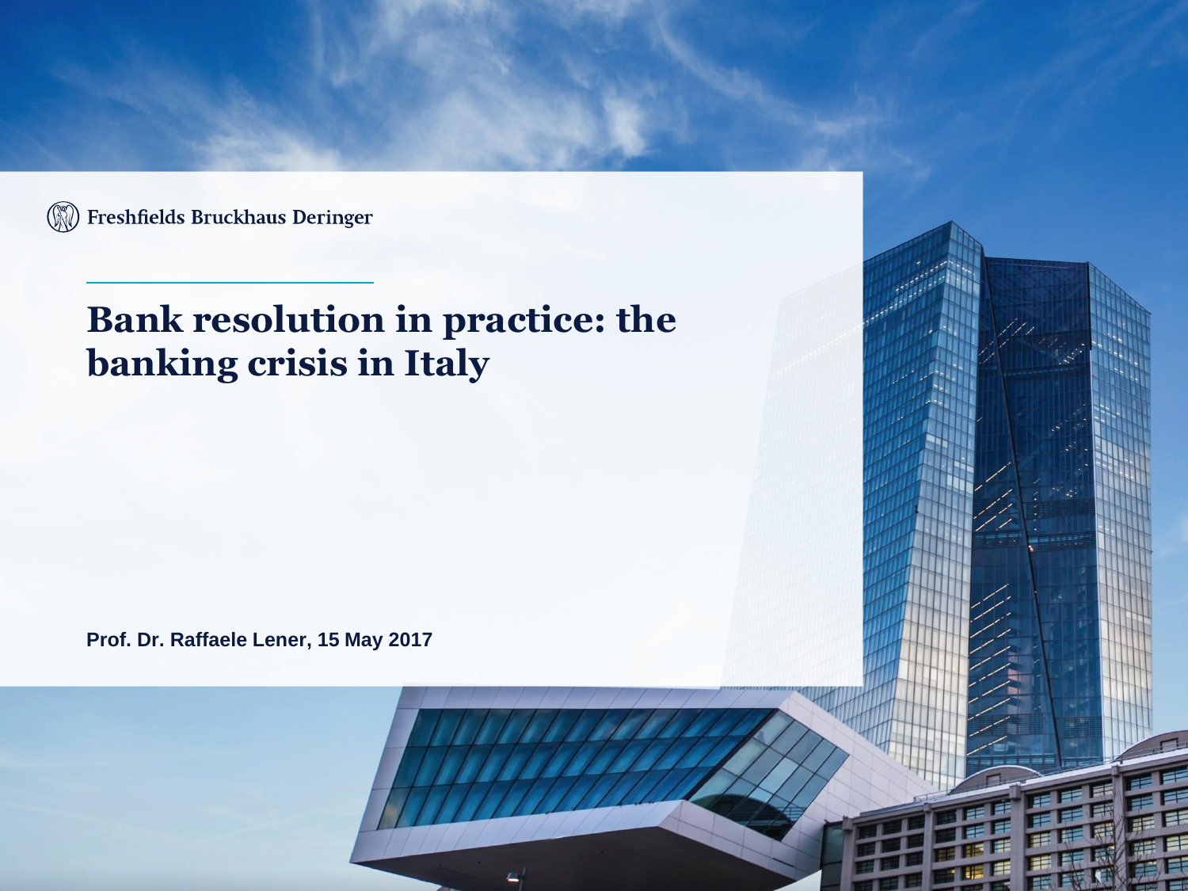Freshfields Bruckhaus Deringer

# Bank resolution in practice: the banking crisis in Italy

**Prof. Dr. Raffaele Lener, 15 May 2017**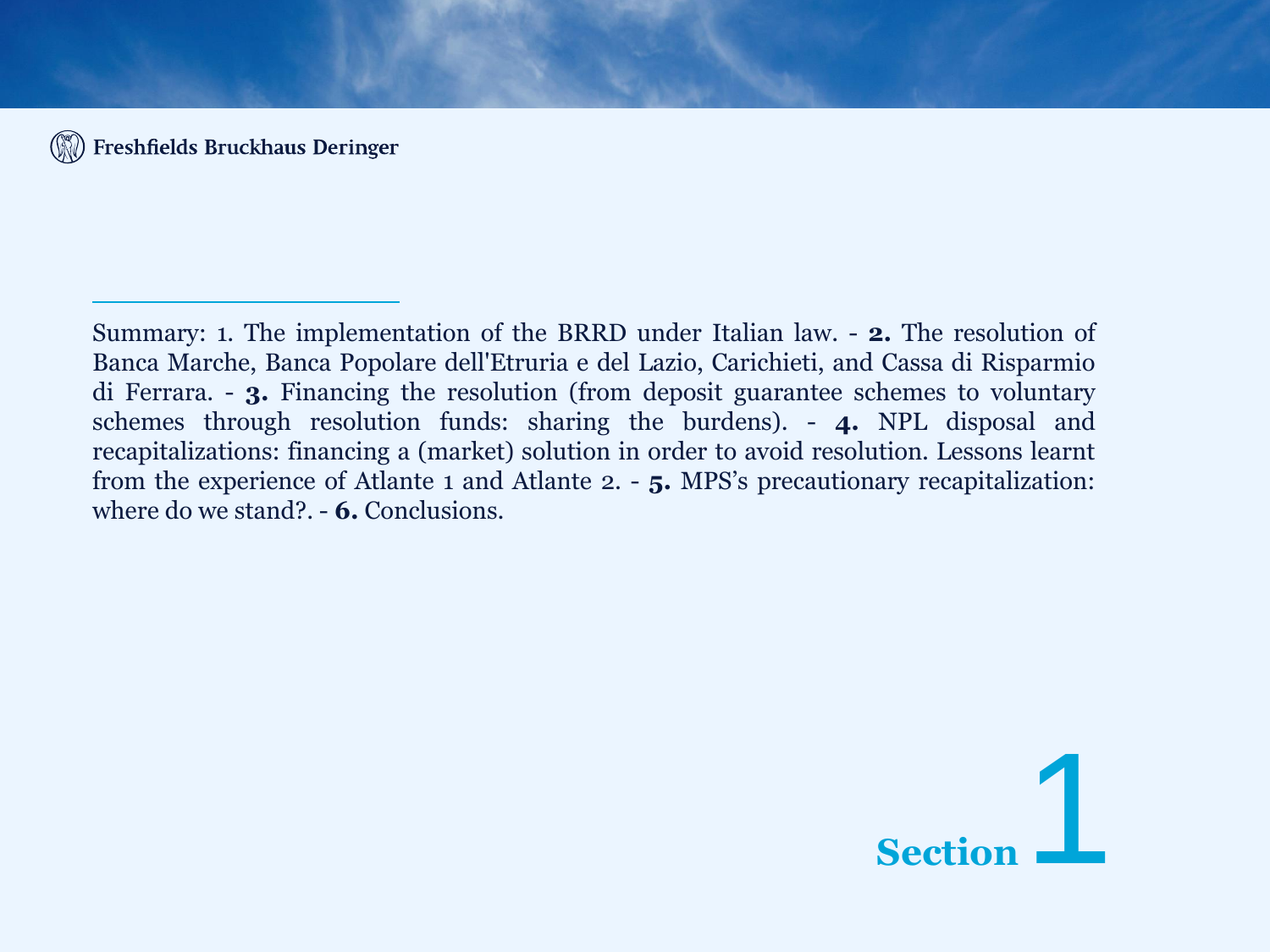Summary: 1. The implementation of the BRRD under Italian law. - **2.** The resolution of Banca Marche, Banca Popolare dell'Etruria e del Lazio, Carichieti, and Cassa di Risparmio di Ferrara. - **3.** Financing the resolution (from deposit guarantee schemes to voluntary schemes through resolution funds: sharing the burdens). - **4.** NPL disposal and recapitalizations: financing a (market) solution in order to avoid resolution. Lessons learnt from the experience of Atlante 1 and Atlante 2. - **5.** MPS's precautionary recapitalization: where do we stand?. - **6.** Conclusions.

# Section 1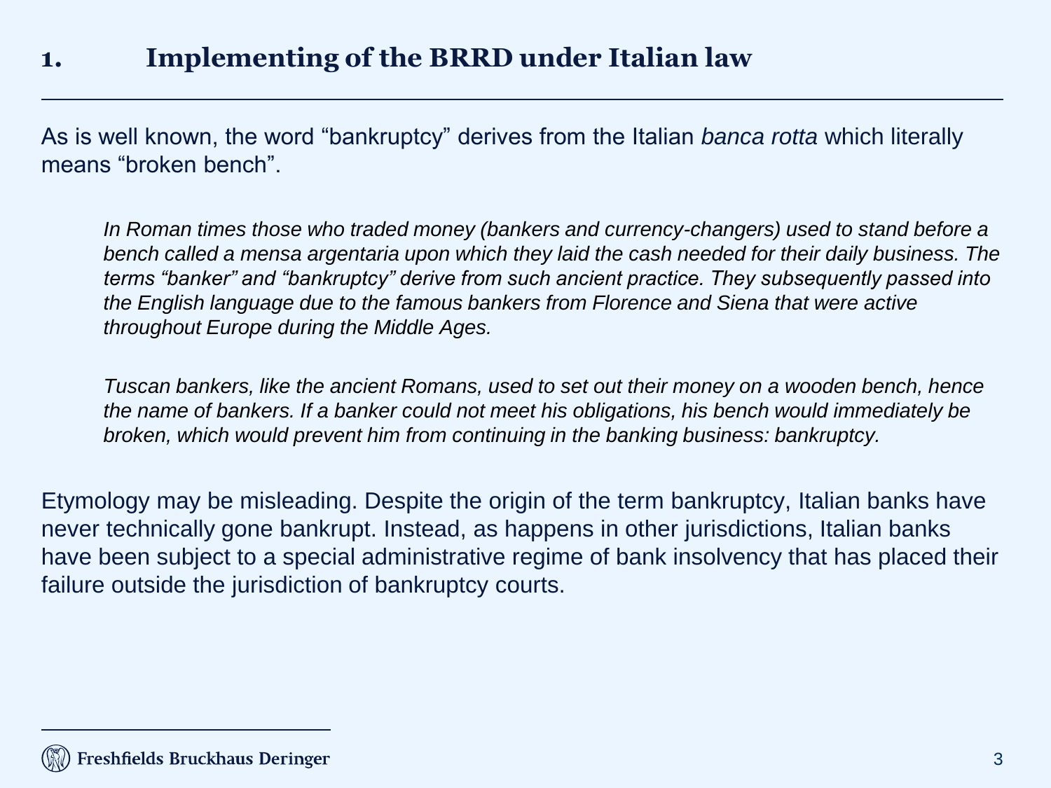# 1. Implementing of the BRRD under Italian law

As is well known, the word “bankruptcy” derives from the Italian *banca rotta* which literally means “broken bench”.

> *In Roman times those who traded money (bankers and currency-changers) used to stand before a bench called a mensa argentaria upon which they laid the cash needed for their daily business. The terms “banker” and “bankruptcy” derive from such ancient practice. They subsequently passed into the English language due to the famous bankers from Florence and Siena that were active throughout Europe during the Middle Ages.*
>
> *Tuscan bankers, like the ancient Romans, used to set out their money on a wooden bench, hence the name of bankers. If a banker could not meet his obligations, his bench would immediately be broken, which would prevent him from continuing in the banking business: bankruptcy.*

Etymology may be misleading. Despite the origin of the term bankruptcy, Italian banks have never technically gone bankrupt. Instead, as happens in other jurisdictions, Italian banks have been subject to a special administrative regime of bank insolvency that has placed their failure outside the jurisdiction of bankruptcy courts.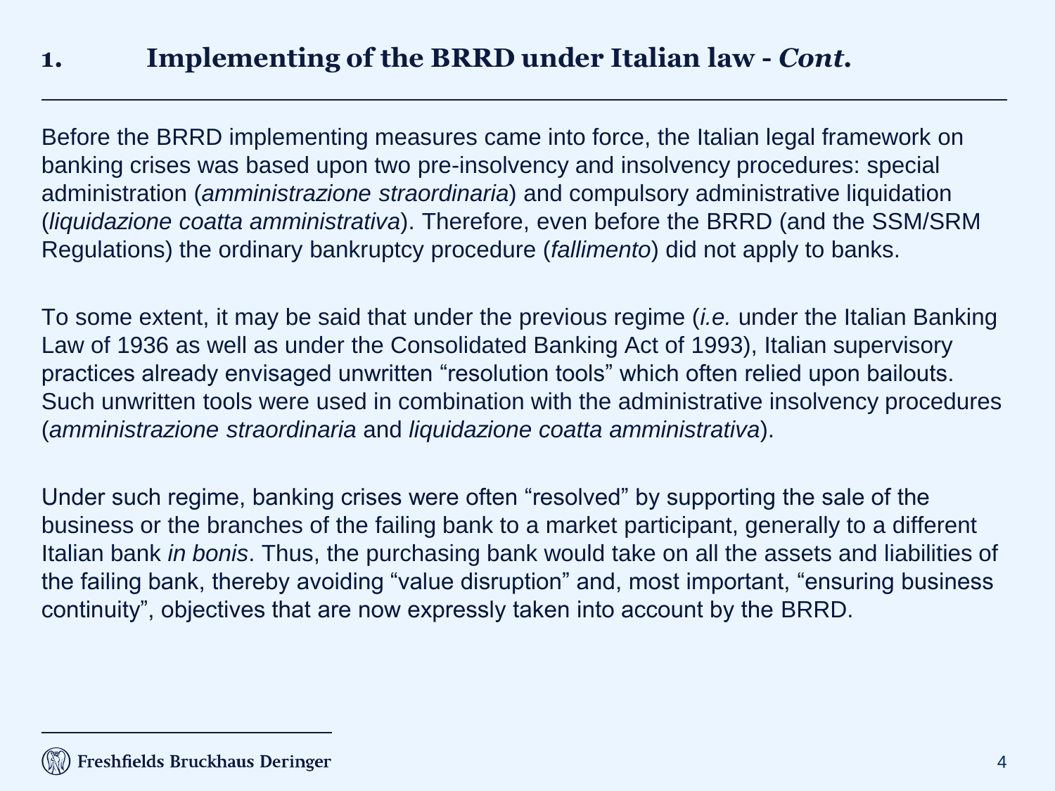# 1. Implementing of the BRRD under Italian law - *Cont.*

Before the BRRD implementing measures came into force, the Italian legal framework on banking crises was based upon two pre-insolvency and insolvency procedures: special administration (*amministrazione straordinaria*) and compulsory administrative liquidation (*liquidazione coatta amministrativa*). Therefore, even before the BRRD (and the SSM/SRM Regulations) the ordinary bankruptcy procedure (*fallimento*) did not apply to banks.

To some extent, it may be said that under the previous regime (*i.e.* under the Italian Banking Law of 1936 as well as under the Consolidated Banking Act of 1993), Italian supervisory practices already envisaged unwritten "resolution tools" which often relied upon bailouts. Such unwritten tools were used in combination with the administrative insolvency procedures (*amministrazione straordinaria* and *liquidazione coatta amministrativa*).

Under such regime, banking crises were often "resolved" by supporting the sale of the business or the branches of the failing bank to a market participant, generally to a different Italian bank *in bonis*. Thus, the purchasing bank would take on all the assets and liabilities of the failing bank, thereby avoiding "value disruption" and, most important, "ensuring business continuity", objectives that are now expressly taken into account by the BRRD.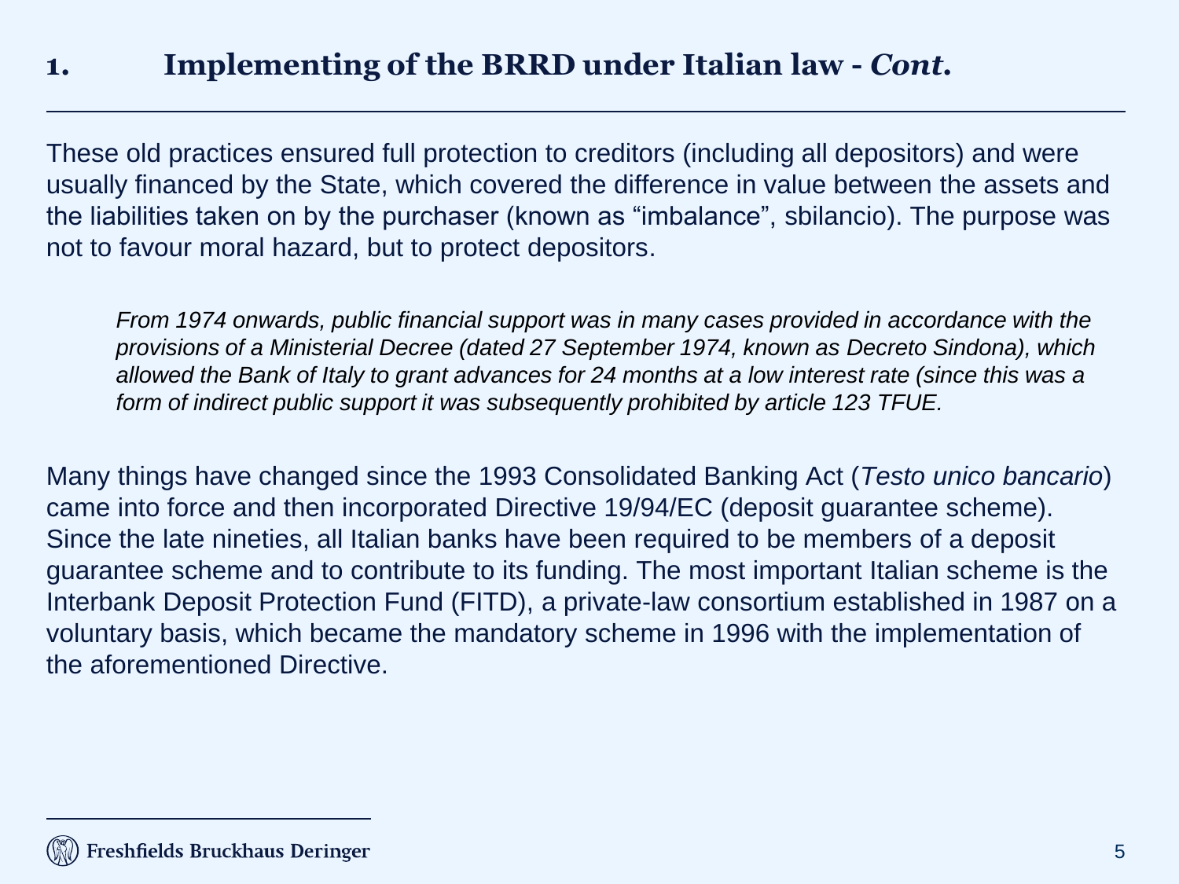# 1. Implementing of the BRRD under Italian law - *Cont.*

These old practices ensured full protection to creditors (including all depositors) and were usually financed by the State, which covered the difference in value between the assets and the liabilities taken on by the purchaser (known as "imbalance", sbilancio). The purpose was not to favour moral hazard, but to protect depositors.

> *From 1974 onwards, public financial support was in many cases provided in accordance with the provisions of a Ministerial Decree (dated 27 September 1974, known as Decreto Sindona), which allowed the Bank of Italy to grant advances for 24 months at a low interest rate (since this was a form of indirect public support it was subsequently prohibited by article 123 TFUE.*

Many things have changed since the 1993 Consolidated Banking Act (*Testo unico bancario*) came into force and then incorporated Directive 19/94/EC (deposit guarantee scheme). Since the late nineties, all Italian banks have been required to be members of a deposit guarantee scheme and to contribute to its funding. The most important Italian scheme is the Interbank Deposit Protection Fund (FITD), a private-law consortium established in 1987 on a voluntary basis, which became the mandatory scheme in 1996 with the implementation of the aforementioned Directive.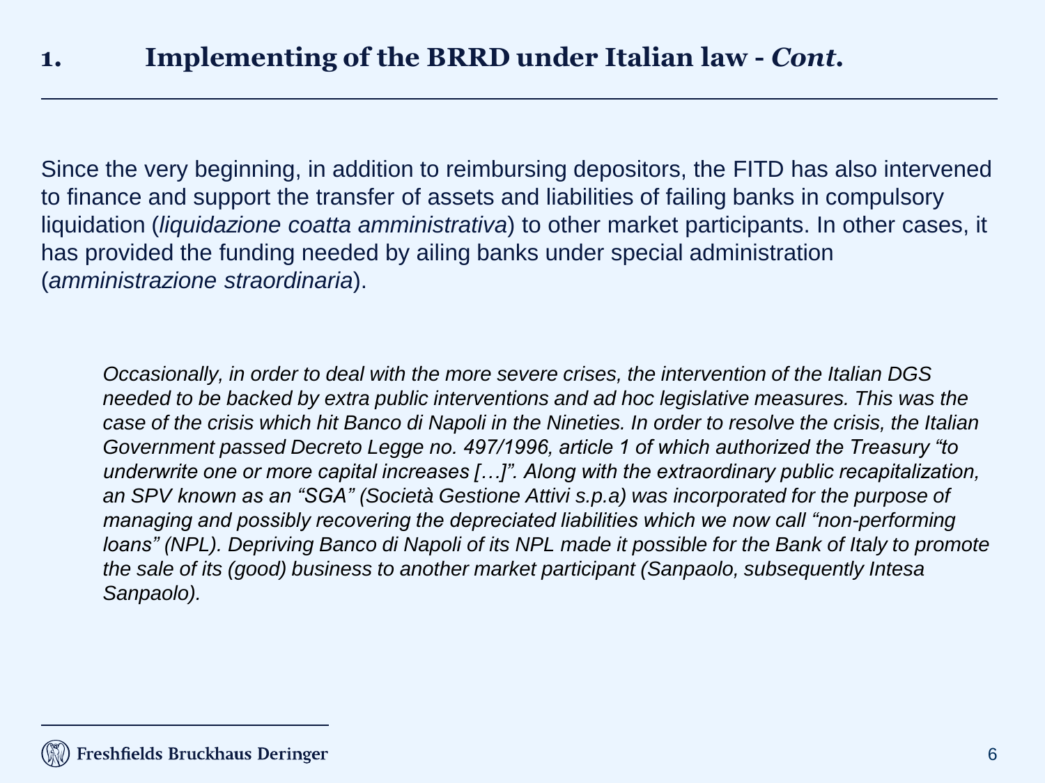# 1. Implementing of the BRRD under Italian law - *Cont.*

Since the very beginning, in addition to reimbursing depositors, the FITD has also intervened to finance and support the transfer of assets and liabilities of failing banks in compulsory liquidation (*liquidazione coatta amministrativa*) to other market participants. In other cases, it has provided the funding needed by ailing banks under special administration (*amministrazione straordinaria*).

> *Occasionally, in order to deal with the more severe crises, the intervention of the Italian DGS needed to be backed by extra public interventions and ad hoc legislative measures. This was the case of the crisis which hit Banco di Napoli in the Nineties. In order to resolve the crisis, the Italian Government passed Decreto Legge no. 497/1996, article 1 of which authorized the Treasury "to underwrite one or more capital increases […]". Along with the extraordinary public recapitalization, an SPV known as an "SGA" (Società Gestione Attivi s.p.a) was incorporated for the purpose of managing and possibly recovering the depreciated liabilities which we now call "non-performing loans" (NPL). Depriving Banco di Napoli of its NPL made it possible for the Bank of Italy to promote the sale of its (good) business to another market participant (Sanpaolo, subsequently Intesa Sanpaolo).*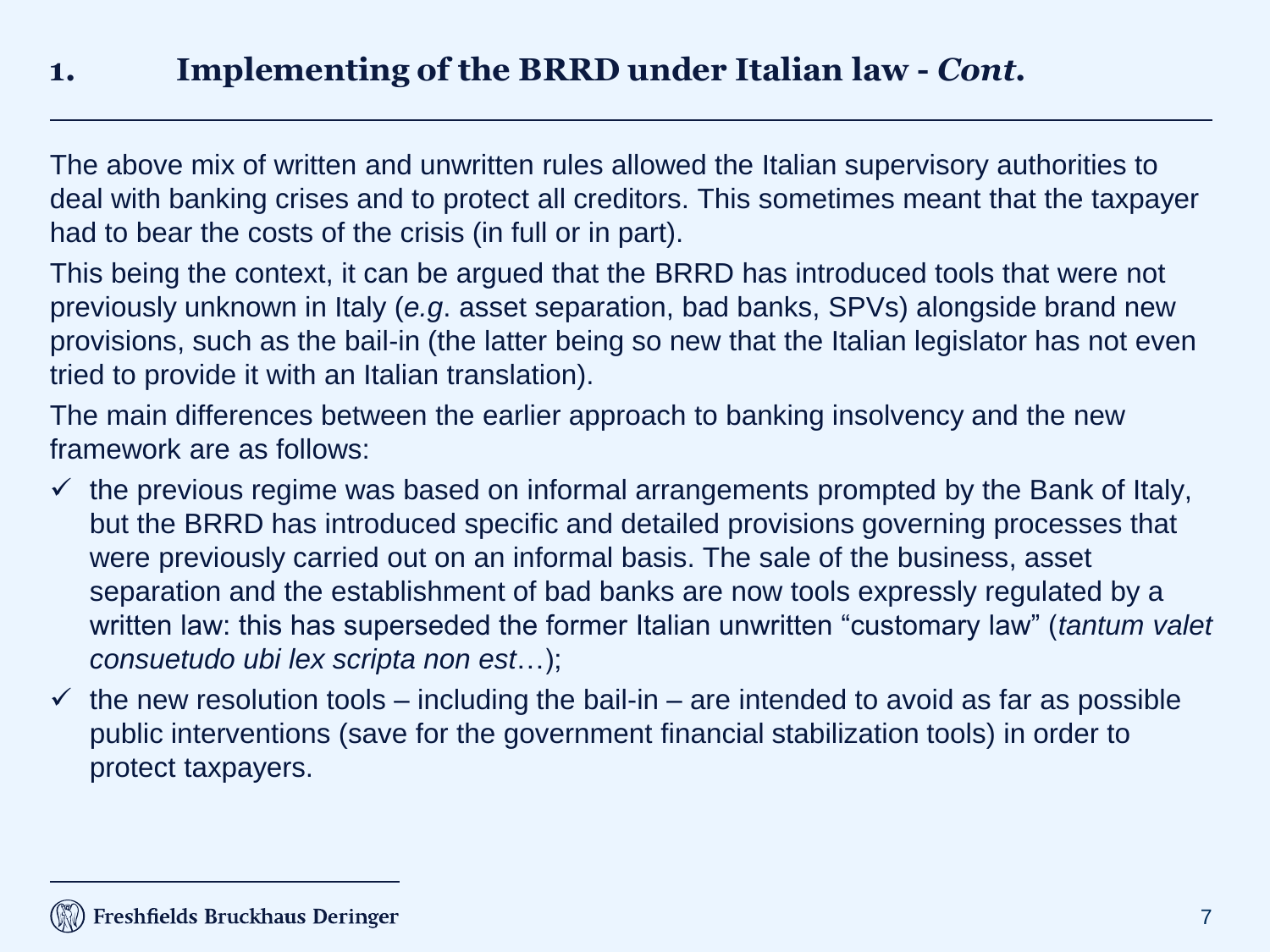## 1. Implementing of the BRRD under Italian law - *Cont.*

The above mix of written and unwritten rules allowed the Italian supervisory authorities to deal with banking crises and to protect all creditors. This sometimes meant that the taxpayer had to bear the costs of the crisis (in full or in part).

This being the context, it can be argued that the BRRD has introduced tools that were not previously unknown in Italy (*e.g*. asset separation, bad banks, SPVs) alongside brand new provisions, such as the bail-in (the latter being so new that the Italian legislator has not even tried to provide it with an Italian translation).

The main differences between the earlier approach to banking insolvency and the new framework are as follows:

- ✓ the previous regime was based on informal arrangements prompted by the Bank of Italy, but the BRRD has introduced specific and detailed provisions governing processes that were previously carried out on an informal basis. The sale of the business, asset separation and the establishment of bad banks are now tools expressly regulated by a written law: this has superseded the former Italian unwritten "customary law" (*tantum valet consuetudo ubi lex scripta non est*…);
- ✓ the new resolution tools – including the bail-in – are intended to avoid as far as possible public interventions (save for the government financial stabilization tools) in order to protect taxpayers.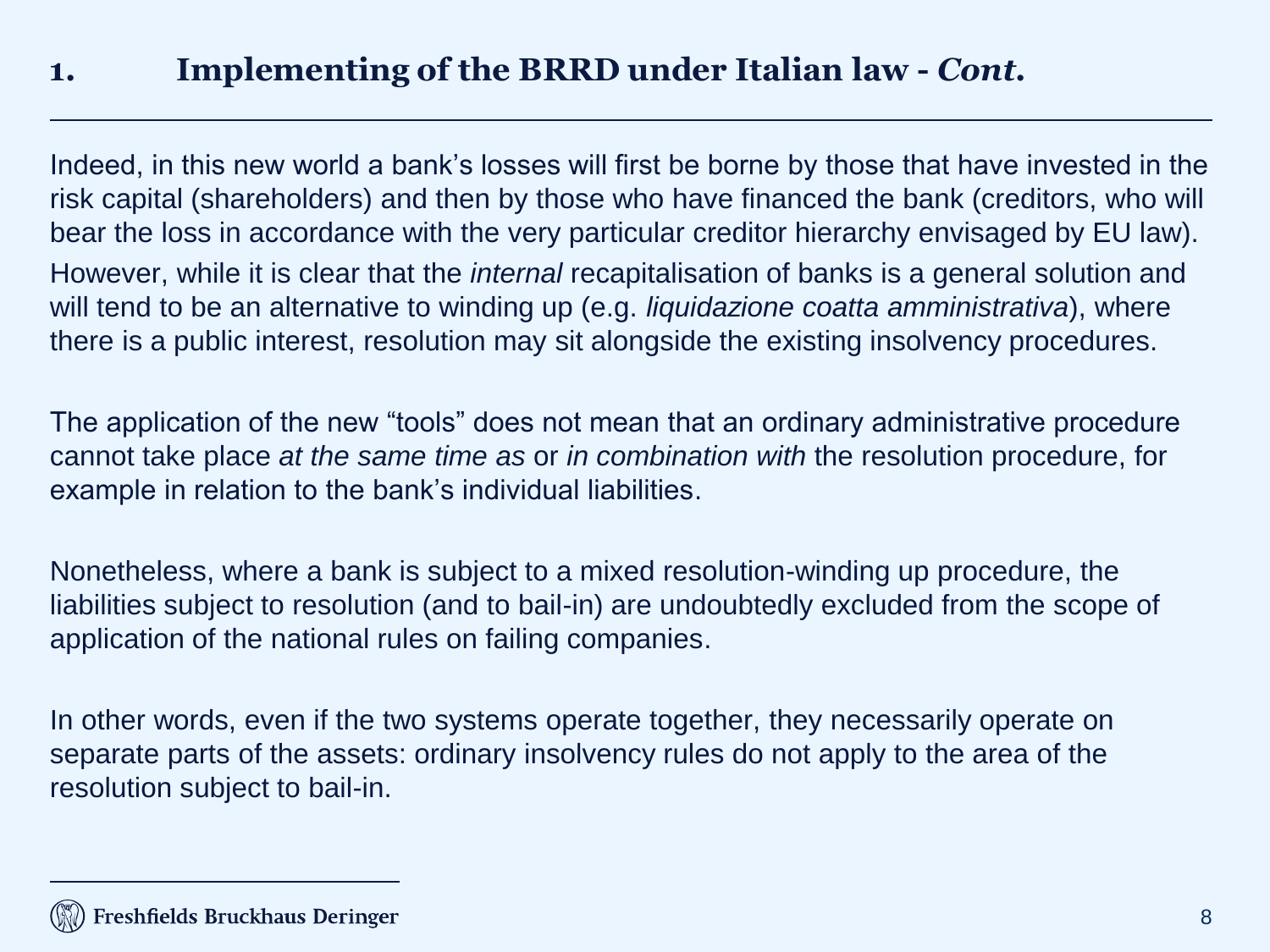## 1. Implementing of the BRRD under Italian law - *Cont.*

Indeed, in this new world a bank's losses will first be borne by those that have invested in the risk capital (shareholders) and then by those who have financed the bank (creditors, who will bear the loss in accordance with the very particular creditor hierarchy envisaged by EU law). However, while it is clear that the *internal* recapitalisation of banks is a general solution and will tend to be an alternative to winding up (e.g. *liquidazione coatta amministrativa*), where there is a public interest, resolution may sit alongside the existing insolvency procedures.

The application of the new "tools" does not mean that an ordinary administrative procedure cannot take place *at the same time as* or *in combination with* the resolution procedure, for example in relation to the bank's individual liabilities.

Nonetheless, where a bank is subject to a mixed resolution-winding up procedure, the liabilities subject to resolution (and to bail-in) are undoubtedly excluded from the scope of application of the national rules on failing companies.

In other words, even if the two systems operate together, they necessarily operate on separate parts of the assets: ordinary insolvency rules do not apply to the area of the resolution subject to bail-in.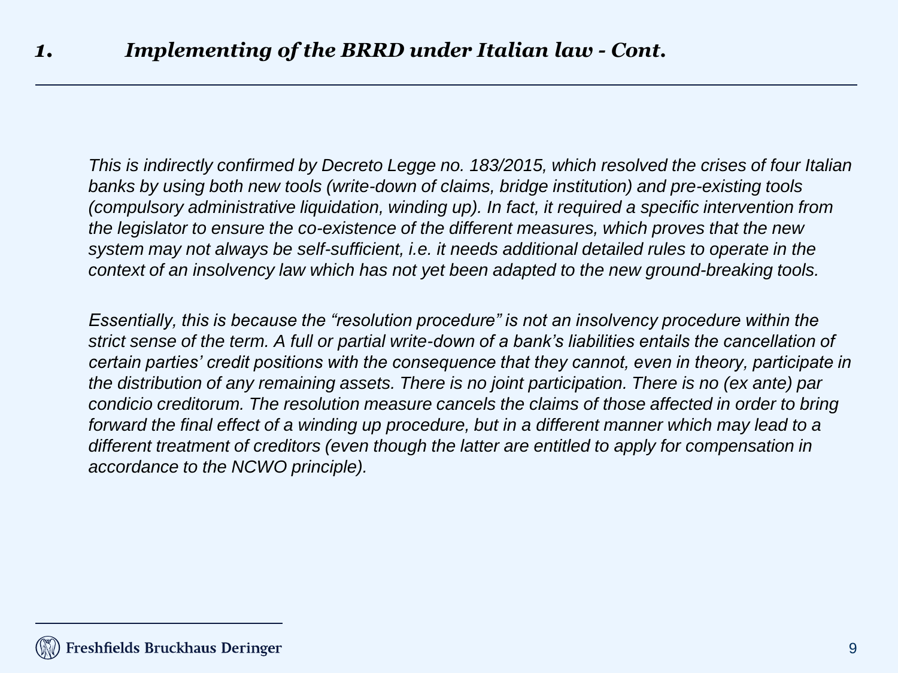# 1. *Implementing of the BRRD under Italian law - Cont.*

*This is indirectly confirmed by Decreto Legge no. 183/2015, which resolved the crises of four Italian banks by using both new tools (write-down of claims, bridge institution) and pre-existing tools (compulsory administrative liquidation, winding up). In fact, it required a specific intervention from the legislator to ensure the co-existence of the different measures, which proves that the new system may not always be self-sufficient, i.e. it needs additional detailed rules to operate in the context of an insolvency law which has not yet been adapted to the new ground-breaking tools.*

*Essentially, this is because the "resolution procedure" is not an insolvency procedure within the strict sense of the term. A full or partial write-down of a bank's liabilities entails the cancellation of certain parties' credit positions with the consequence that they cannot, even in theory, participate in the distribution of any remaining assets. There is no joint participation. There is no (ex ante) par condicio creditorum. The resolution measure cancels the claims of those affected in order to bring forward the final effect of a winding up procedure, but in a different manner which may lead to a different treatment of creditors (even though the latter are entitled to apply for compensation in accordance to the NCWO principle).*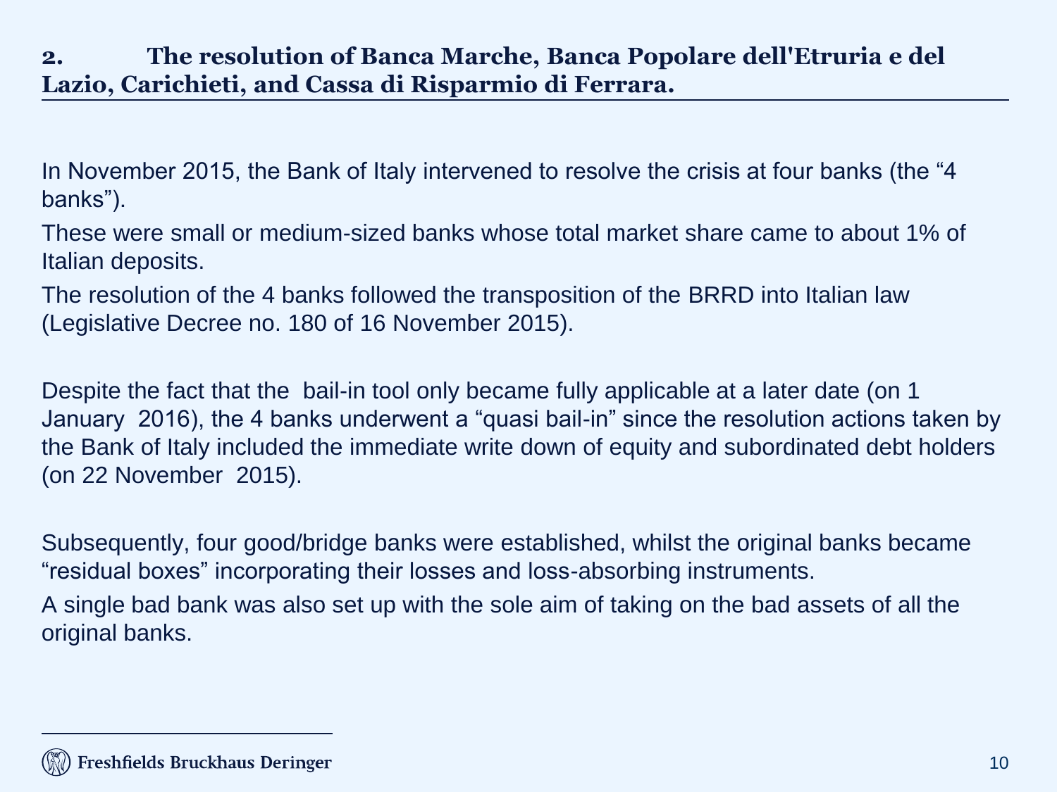## 2. The resolution of Banca Marche, Banca Popolare dell'Etruria e del Lazio, Carichieti, and Cassa di Risparmio di Ferrara.

In November 2015, the Bank of Italy intervened to resolve the crisis at four banks (the "4 banks").

These were small or medium-sized banks whose total market share came to about 1% of Italian deposits.

The resolution of the 4 banks followed the transposition of the BRRD into Italian law (Legislative Decree no. 180 of 16 November 2015).

Despite the fact that the bail-in tool only became fully applicable at a later date (on 1 January 2016), the 4 banks underwent a "quasi bail-in" since the resolution actions taken by the Bank of Italy included the immediate write down of equity and subordinated debt holders (on 22 November 2015).

Subsequently, four good/bridge banks were established, whilst the original banks became "residual boxes" incorporating their losses and loss-absorbing instruments.

A single bad bank was also set up with the sole aim of taking on the bad assets of all the original banks.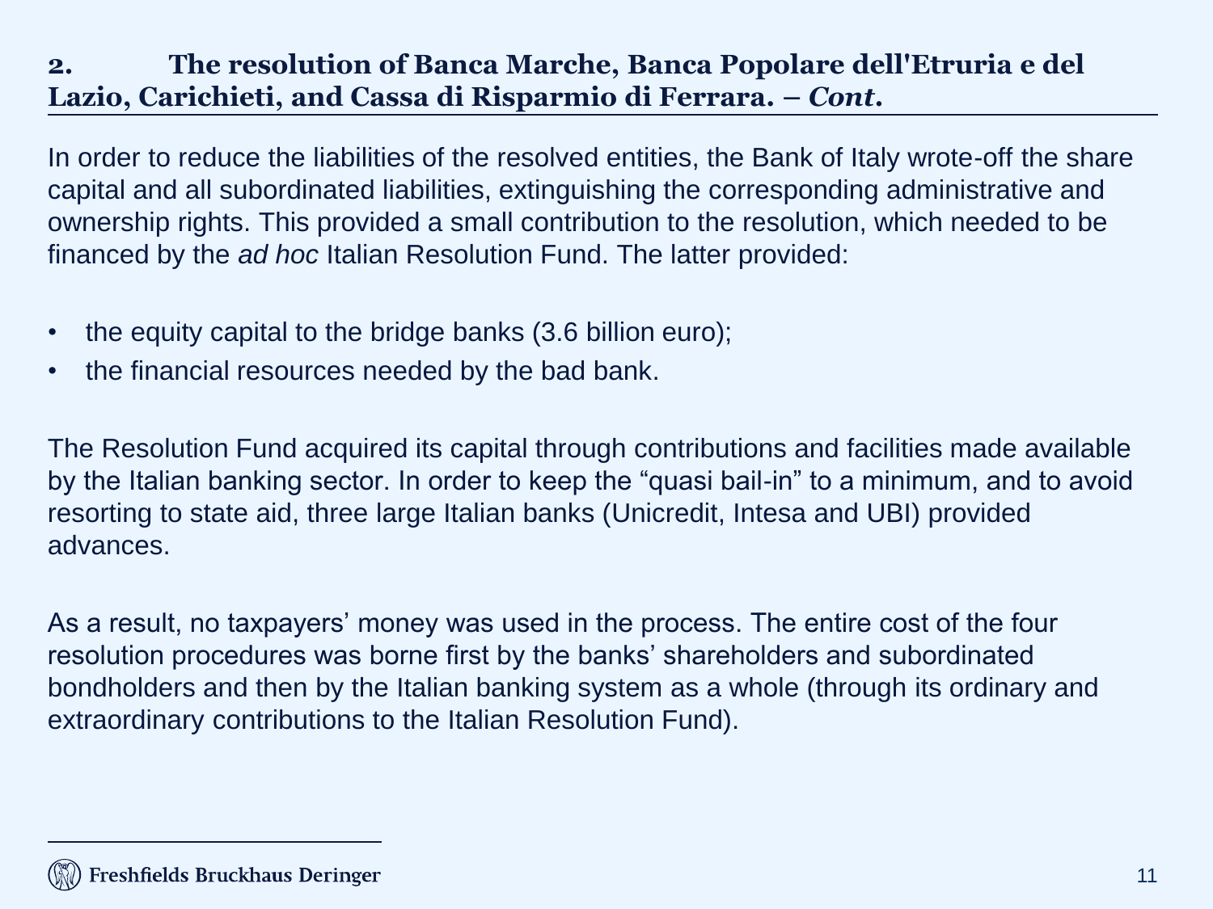## 2. The resolution of Banca Marche, Banca Popolare dell'Etruria e del Lazio, Carichieti, and Cassa di Risparmio di Ferrara. – *Cont*.

In order to reduce the liabilities of the resolved entities, the Bank of Italy wrote-off the share capital and all subordinated liabilities, extinguishing the corresponding administrative and ownership rights. This provided a small contribution to the resolution, which needed to be financed by the *ad hoc* Italian Resolution Fund. The latter provided:

- the equity capital to the bridge banks (3.6 billion euro);
- the financial resources needed by the bad bank.

The Resolution Fund acquired its capital through contributions and facilities made available by the Italian banking sector. In order to keep the “quasi bail-in” to a minimum, and to avoid resorting to state aid, three large Italian banks (Unicredit, Intesa and UBI) provided advances.

As a result, no taxpayers’ money was used in the process. The entire cost of the four resolution procedures was borne first by the banks’ shareholders and subordinated bondholders and then by the Italian banking system as a whole (through its ordinary and extraordinary contributions to the Italian Resolution Fund).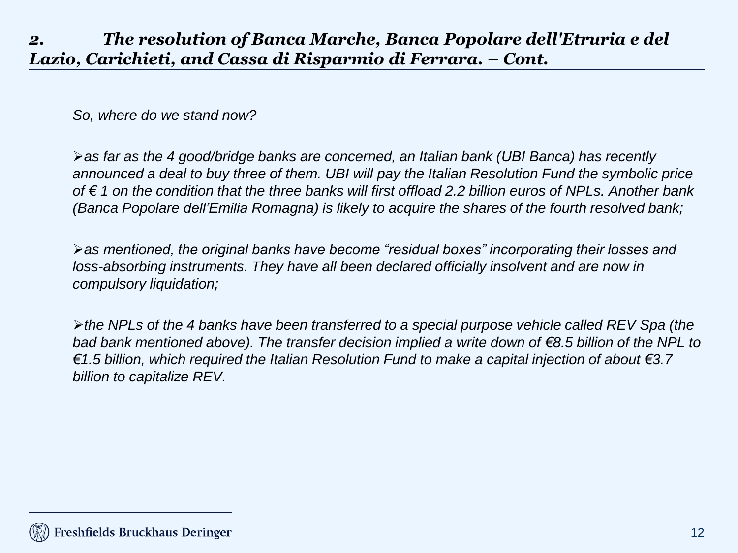## *2. The resolution of Banca Marche, Banca Popolare dell'Etruria e del Lazio, Carichieti, and Cassa di Risparmio di Ferrara. – Cont.*

*So, where do we stand now?*

- *as far as the 4 good/bridge banks are concerned, an Italian bank (UBI Banca) has recently announced a deal to buy three of them. UBI will pay the Italian Resolution Fund the symbolic price of € 1 on the condition that the three banks will first offload 2.2 billion euros of NPLs. Another bank (Banca Popolare dell'Emilia Romagna) is likely to acquire the shares of the fourth resolved bank;*

- *as mentioned, the original banks have become "residual boxes" incorporating their losses and loss-absorbing instruments. They have all been declared officially insolvent and are now in compulsory liquidation;*

- *the NPLs of the 4 banks have been transferred to a special purpose vehicle called REV Spa (the bad bank mentioned above). The transfer decision implied a write down of €8.5 billion of the NPL to €1.5 billion, which required the Italian Resolution Fund to make a capital injection of about €3.7 billion to capitalize REV.*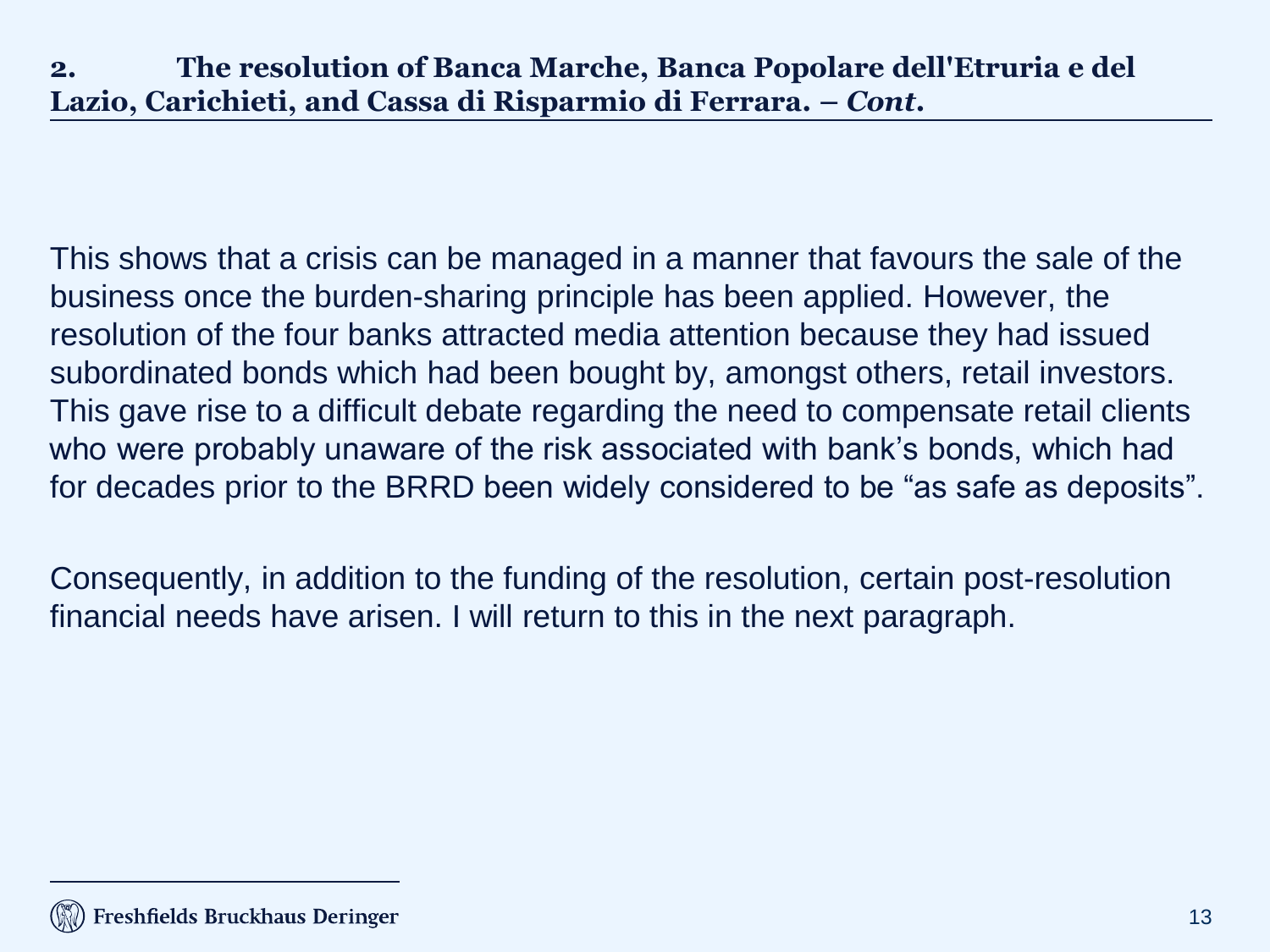## 2. The resolution of Banca Marche, Banca Popolare dell'Etruria e del Lazio, Carichieti, and Cassa di Risparmio di Ferrara. – *Cont*.

This shows that a crisis can be managed in a manner that favours the sale of the business once the burden-sharing principle has been applied. However, the resolution of the four banks attracted media attention because they had issued subordinated bonds which had been bought by, amongst others, retail investors. This gave rise to a difficult debate regarding the need to compensate retail clients who were probably unaware of the risk associated with bank's bonds, which had for decades prior to the BRRD been widely considered to be "as safe as deposits".

Consequently, in addition to the funding of the resolution, certain post-resolution financial needs have arisen. I will return to this in the next paragraph.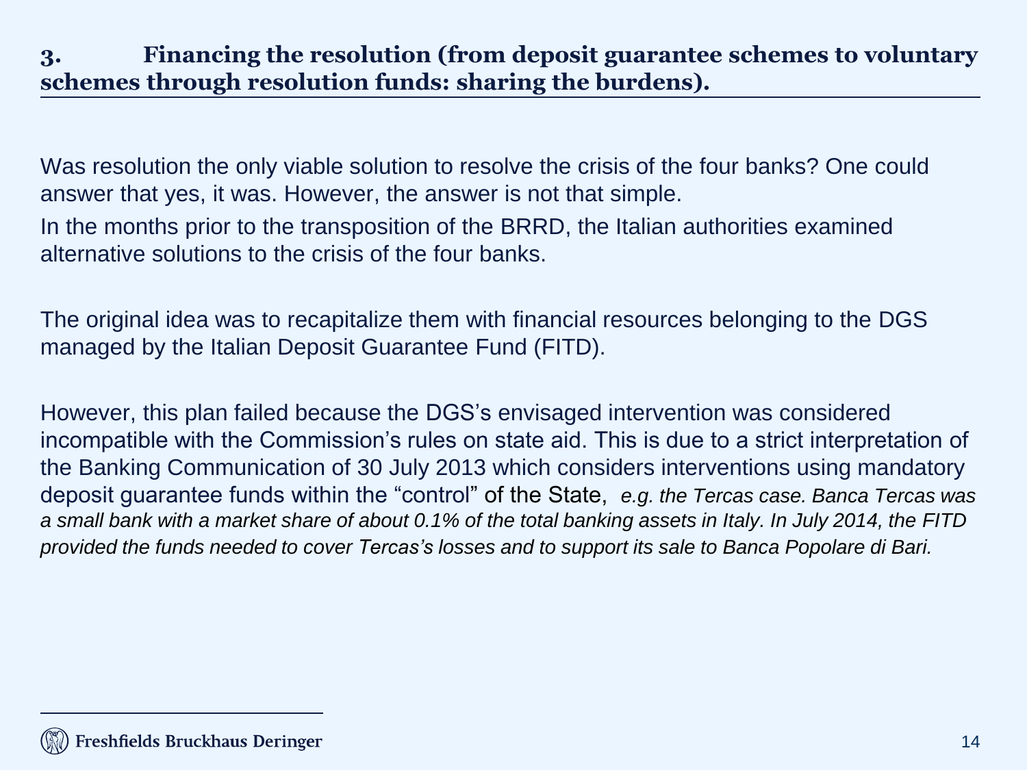## 3. Financing the resolution (from deposit guarantee schemes to voluntary schemes through resolution funds: sharing the burdens).

Was resolution the only viable solution to resolve the crisis of the four banks? One could answer that yes, it was. However, the answer is not that simple.

In the months prior to the transposition of the BRRD, the Italian authorities examined alternative solutions to the crisis of the four banks.

The original idea was to recapitalize them with financial resources belonging to the DGS managed by the Italian Deposit Guarantee Fund (FITD).

However, this plan failed because the DGS's envisaged intervention was considered incompatible with the Commission's rules on state aid. This is due to a strict interpretation of the Banking Communication of 30 July 2013 which considers interventions using mandatory deposit guarantee funds within the "control" of the State, *e.g. the Tercas case. Banca Tercas was a small bank with a market share of about 0.1% of the total banking assets in Italy. In July 2014, the FITD provided the funds needed to cover Tercas's losses and to support its sale to Banca Popolare di Bari.*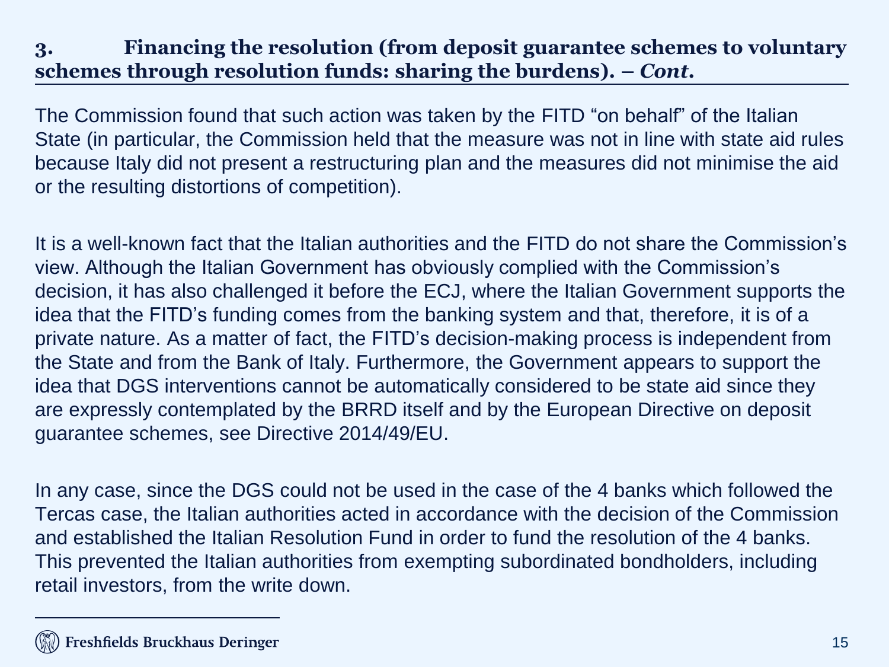## 3. Financing the resolution (from deposit guarantee schemes to voluntary schemes through resolution funds: sharing the burdens). – *Cont.*

The Commission found that such action was taken by the FITD "on behalf" of the Italian State (in particular, the Commission held that the measure was not in line with state aid rules because Italy did not present a restructuring plan and the measures did not minimise the aid or the resulting distortions of competition).

It is a well-known fact that the Italian authorities and the FITD do not share the Commission's view. Although the Italian Government has obviously complied with the Commission's decision, it has also challenged it before the ECJ, where the Italian Government supports the idea that the FITD's funding comes from the banking system and that, therefore, it is of a private nature. As a matter of fact, the FITD's decision-making process is independent from the State and from the Bank of Italy. Furthermore, the Government appears to support the idea that DGS interventions cannot be automatically considered to be state aid since they are expressly contemplated by the BRRD itself and by the European Directive on deposit guarantee schemes, see Directive 2014/49/EU.

In any case, since the DGS could not be used in the case of the 4 banks which followed the Tercas case, the Italian authorities acted in accordance with the decision of the Commission and established the Italian Resolution Fund in order to fund the resolution of the 4 banks. This prevented the Italian authorities from exempting subordinated bondholders, including retail investors, from the write down.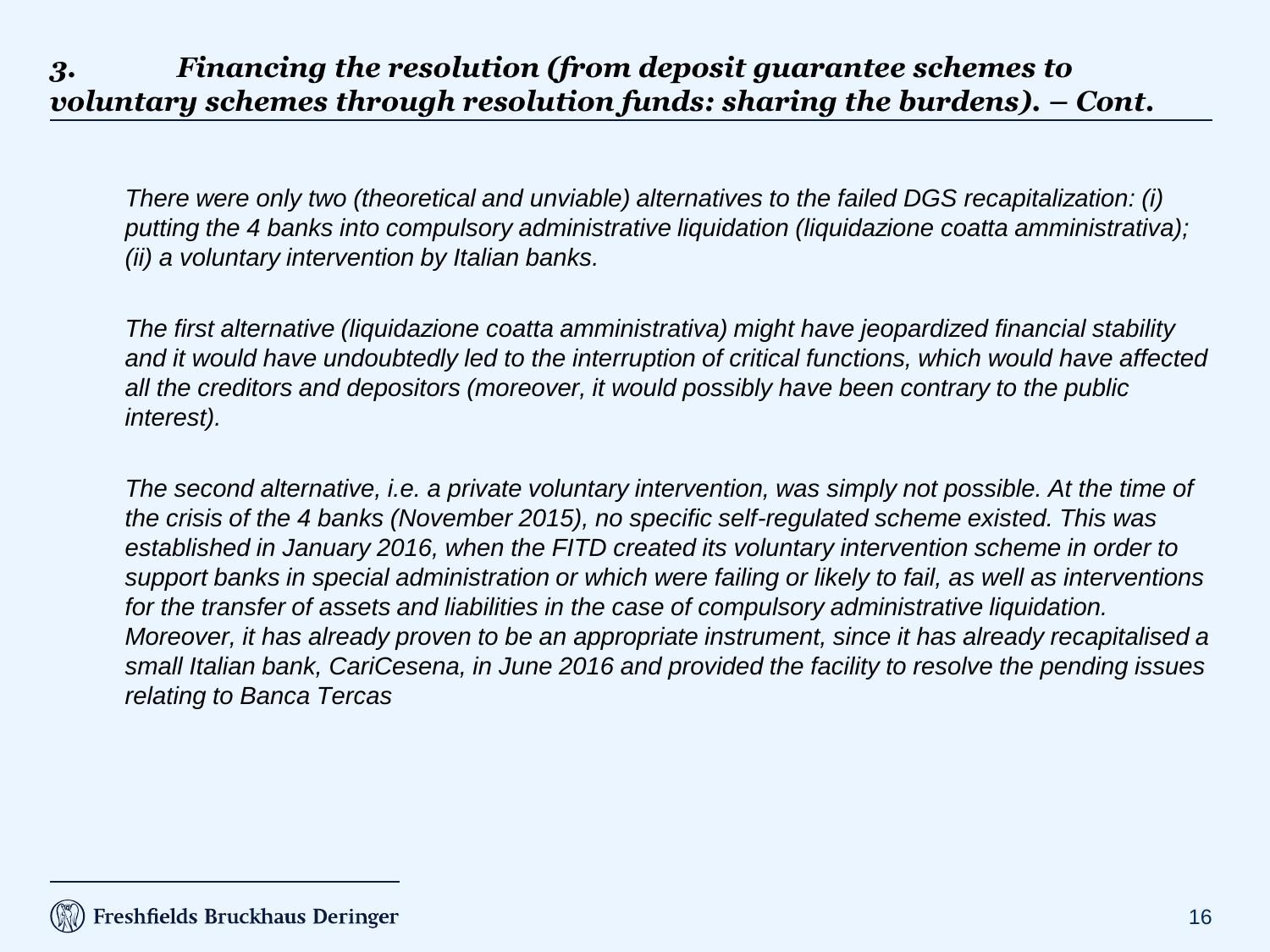### *3. Financing the resolution (from deposit guarantee schemes to voluntary schemes through resolution funds: sharing the burdens). – Cont.*

*There were only two (theoretical and unviable) alternatives to the failed DGS recapitalization: (i) putting the 4 banks into compulsory administrative liquidation (liquidazione coatta amministrativa); (ii) a voluntary intervention by Italian banks.*

*The first alternative (liquidazione coatta amministrativa) might have jeopardized financial stability and it would have undoubtedly led to the interruption of critical functions, which would have affected all the creditors and depositors (moreover, it would possibly have been contrary to the public interest).*

*The second alternative, i.e. a private voluntary intervention, was simply not possible. At the time of the crisis of the 4 banks (November 2015), no specific self-regulated scheme existed. This was established in January 2016, when the FITD created its voluntary intervention scheme in order to support banks in special administration or which were failing or likely to fail, as well as interventions for the transfer of assets and liabilities in the case of compulsory administrative liquidation. Moreover, it has already proven to be an appropriate instrument, since it has already recapitalised a small Italian bank, CariCesena, in June 2016 and provided the facility to resolve the pending issues relating to Banca Tercas*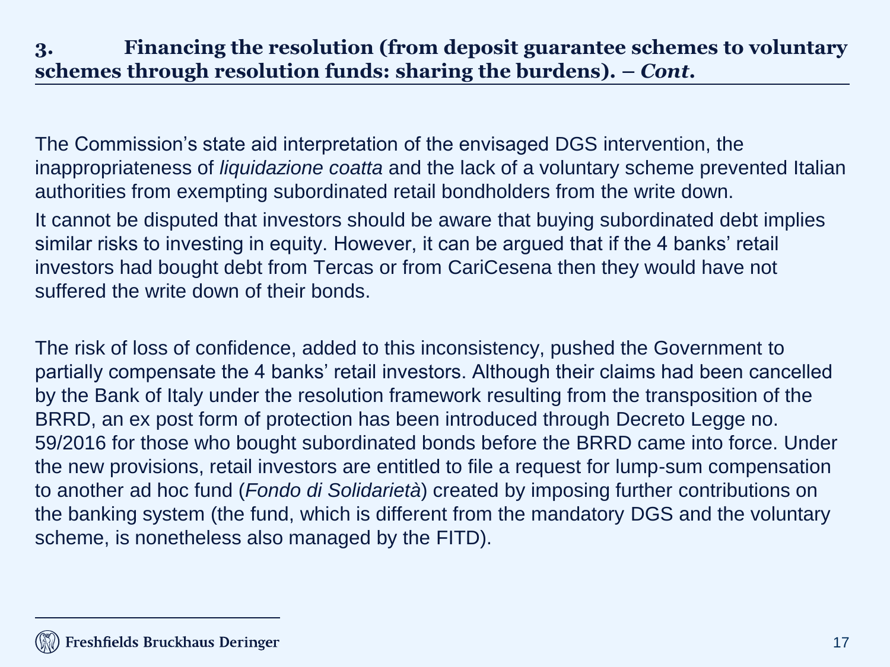## 3. Financing the resolution (from deposit guarantee schemes to voluntary schemes through resolution funds: sharing the burdens). – *Cont.*

The Commission's state aid interpretation of the envisaged DGS intervention, the inappropriateness of *liquidazione coatta* and the lack of a voluntary scheme prevented Italian authorities from exempting subordinated retail bondholders from the write down.

It cannot be disputed that investors should be aware that buying subordinated debt implies similar risks to investing in equity. However, it can be argued that if the 4 banks' retail investors had bought debt from Tercas or from CariCesena then they would have not suffered the write down of their bonds.

The risk of loss of confidence, added to this inconsistency, pushed the Government to partially compensate the 4 banks' retail investors. Although their claims had been cancelled by the Bank of Italy under the resolution framework resulting from the transposition of the BRRD, an ex post form of protection has been introduced through Decreto Legge no. 59/2016 for those who bought subordinated bonds before the BRRD came into force. Under the new provisions, retail investors are entitled to file a request for lump-sum compensation to another ad hoc fund (*Fondo di Solidarietà*) created by imposing further contributions on the banking system (the fund, which is different from the mandatory DGS and the voluntary scheme, is nonetheless also managed by the FITD).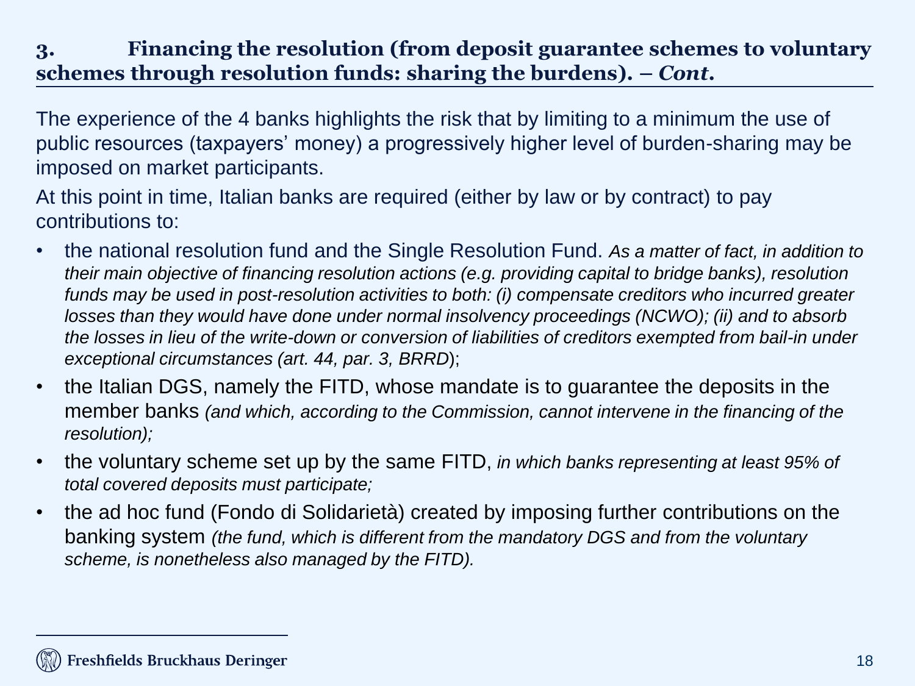## 3. Financing the resolution (from deposit guarantee schemes to voluntary schemes through resolution funds: sharing the burdens). – *Cont.*

The experience of the 4 banks highlights the risk that by limiting to a minimum the use of public resources (taxpayers' money) a progressively higher level of burden-sharing may be imposed on market participants.

At this point in time, Italian banks are required (either by law or by contract) to pay contributions to:

- the national resolution fund and the Single Resolution Fund. *As a matter of fact, in addition to their main objective of financing resolution actions (e.g. providing capital to bridge banks), resolution funds may be used in post-resolution activities to both: (i) compensate creditors who incurred greater losses than they would have done under normal insolvency proceedings (NCWO); (ii) and to absorb the losses in lieu of the write-down or conversion of liabilities of creditors exempted from bail-in under exceptional circumstances (art. 44, par. 3, BRRD*);
- the Italian DGS, namely the FITD, whose mandate is to guarantee the deposits in the member banks *(and which, according to the Commission, cannot intervene in the financing of the resolution);*
- the voluntary scheme set up by the same FITD, *in which banks representing at least 95% of total covered deposits must participate;*
- the ad hoc fund (Fondo di Solidarietà) created by imposing further contributions on the banking system *(the fund, which is different from the mandatory DGS and from the voluntary scheme, is nonetheless also managed by the FITD).*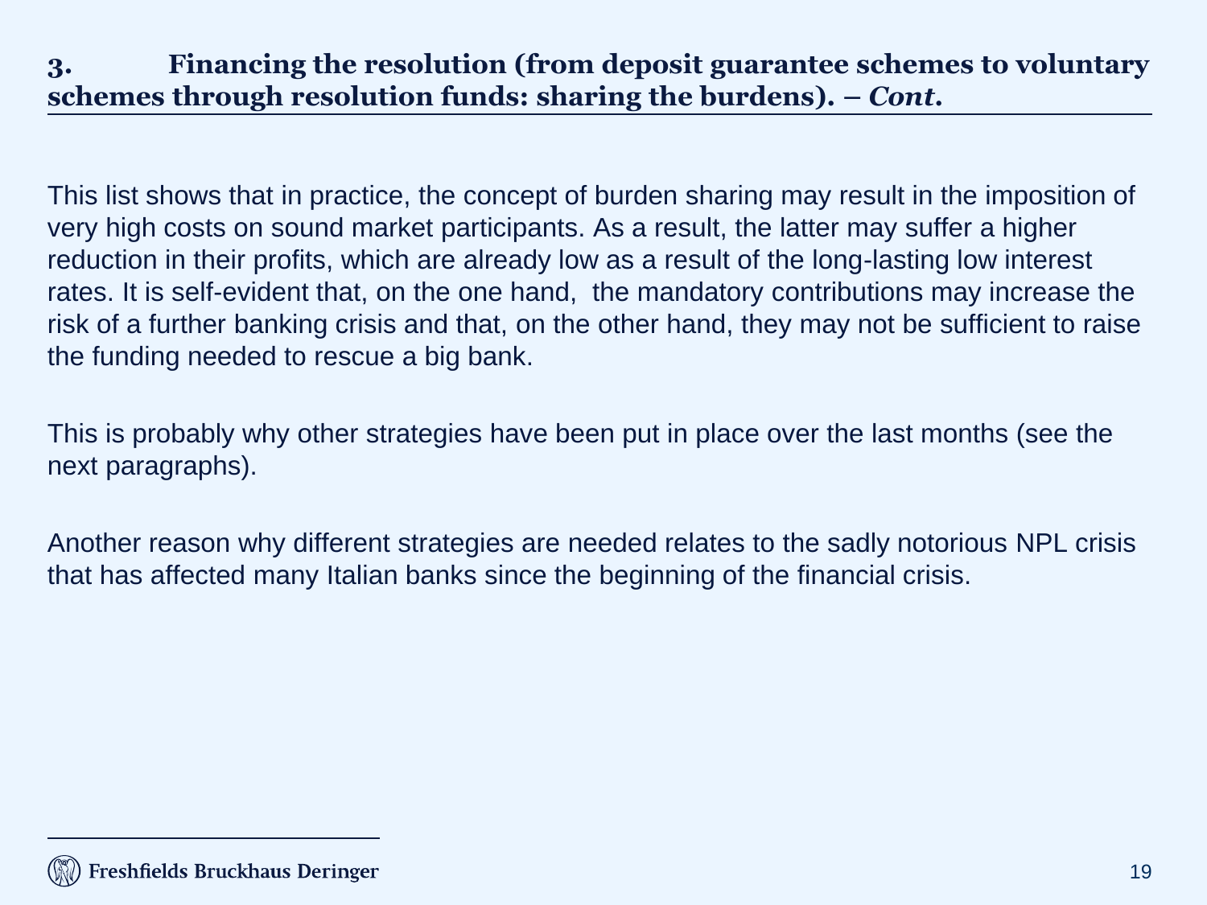## 3. Financing the resolution (from deposit guarantee schemes to voluntary schemes through resolution funds: sharing the burdens). – *Cont.*

This list shows that in practice, the concept of burden sharing may result in the imposition of very high costs on sound market participants. As a result, the latter may suffer a higher reduction in their profits, which are already low as a result of the long-lasting low interest rates. It is self-evident that, on the one hand, the mandatory contributions may increase the risk of a further banking crisis and that, on the other hand, they may not be sufficient to raise the funding needed to rescue a big bank.

This is probably why other strategies have been put in place over the last months (see the next paragraphs).

Another reason why different strategies are needed relates to the sadly notorious NPL crisis that has affected many Italian banks since the beginning of the financial crisis.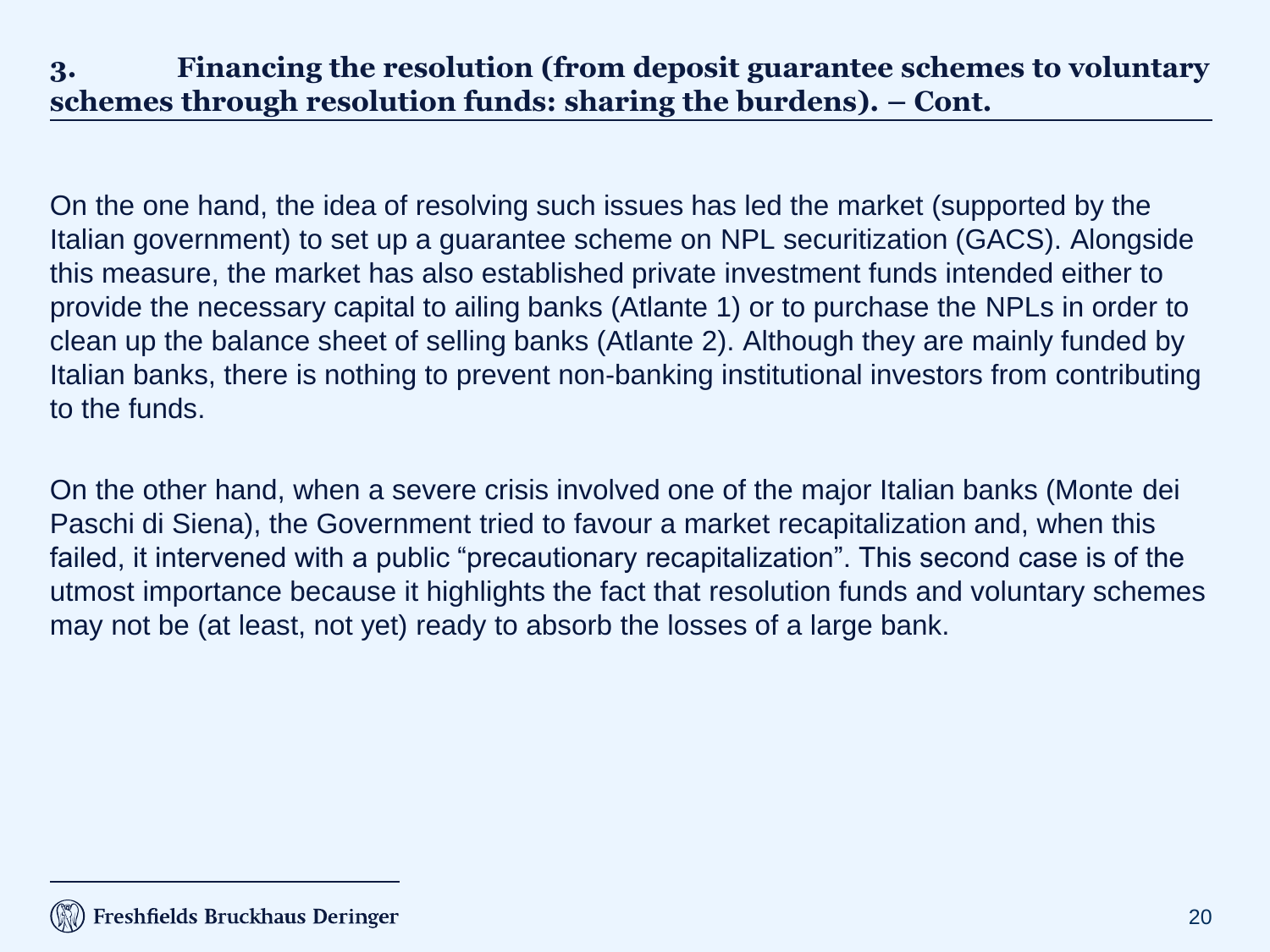## 3. Financing the resolution (from deposit guarantee schemes to voluntary schemes through resolution funds: sharing the burdens). – Cont.

On the one hand, the idea of resolving such issues has led the market (supported by the Italian government) to set up a guarantee scheme on NPL securitization (GACS). Alongside this measure, the market has also established private investment funds intended either to provide the necessary capital to ailing banks (Atlante 1) or to purchase the NPLs in order to clean up the balance sheet of selling banks (Atlante 2). Although they are mainly funded by Italian banks, there is nothing to prevent non-banking institutional investors from contributing to the funds.

On the other hand, when a severe crisis involved one of the major Italian banks (Monte dei Paschi di Siena), the Government tried to favour a market recapitalization and, when this failed, it intervened with a public "precautionary recapitalization". This second case is of the utmost importance because it highlights the fact that resolution funds and voluntary schemes may not be (at least, not yet) ready to absorb the losses of a large bank.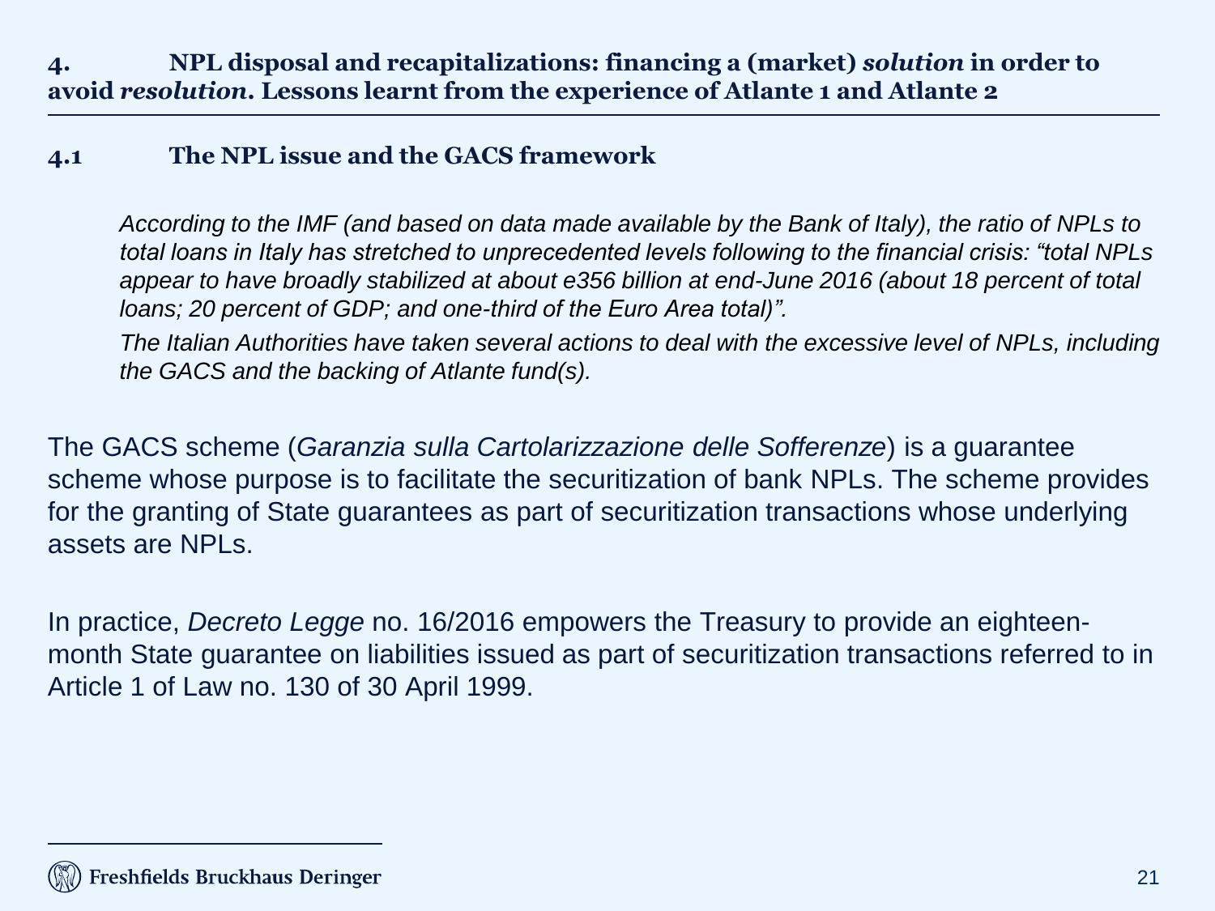## 4. NPL disposal and recapitalizations: financing a (market) *solution* in order to avoid *resolution*. Lessons learnt from the experience of Atlante 1 and Atlante 2

### 4.1 The NPL issue and the GACS framework

*According to the IMF (and based on data made available by the Bank of Italy), the ratio of NPLs to total loans in Italy has stretched to unprecedented levels following to the financial crisis: "total NPLs appear to have broadly stabilized at about e356 billion at end-June 2016 (about 18 percent of total loans; 20 percent of GDP; and one-third of the Euro Area total)".*

*The Italian Authorities have taken several actions to deal with the excessive level of NPLs, including the GACS and the backing of Atlante fund(s).*

The GACS scheme (*Garanzia sulla Cartolarizzazione delle Sofferenze*) is a guarantee scheme whose purpose is to facilitate the securitization of bank NPLs. The scheme provides for the granting of State guarantees as part of securitization transactions whose underlying assets are NPLs.

In practice, *Decreto Legge* no. 16/2016 empowers the Treasury to provide an eighteen-month State guarantee on liabilities issued as part of securitization transactions referred to in Article 1 of Law no. 130 of 30 April 1999.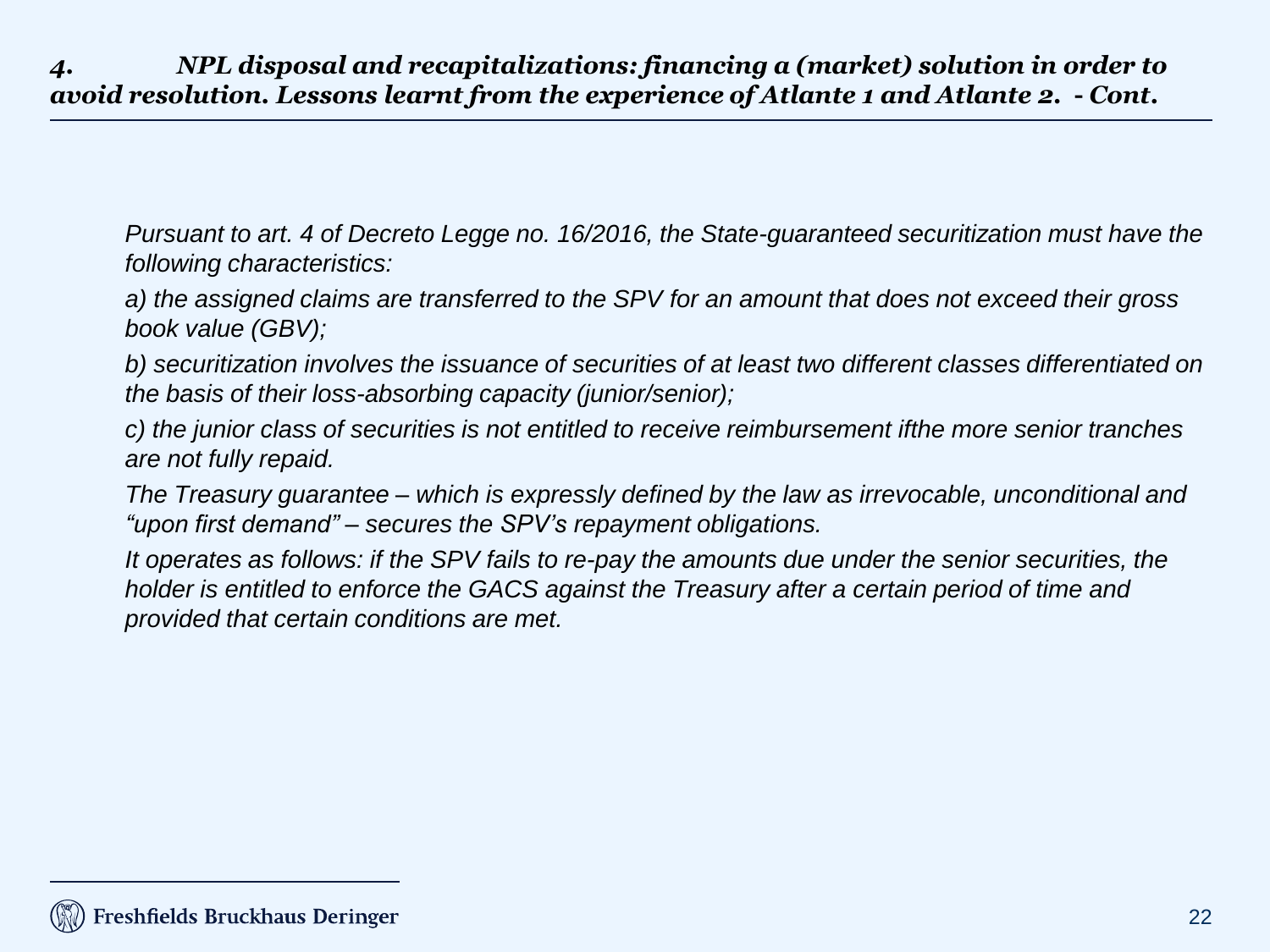## *4. NPL disposal and recapitalizations: financing a (market) solution in order to avoid resolution. Lessons learnt from the experience of Atlante 1 and Atlante 2. - Cont.*

*Pursuant to art. 4 of Decreto Legge no. 16/2016, the State-guaranteed securitization must have the following characteristics:*

*a) the assigned claims are transferred to the SPV for an amount that does not exceed their gross book value (GBV);*

*b) securitization involves the issuance of securities of at least two different classes differentiated on the basis of their loss-absorbing capacity (junior/senior);*

*c) the junior class of securities is not entitled to receive reimbursement ifthe more senior tranches are not fully repaid.*

*The Treasury guarantee – which is expressly defined by the law as irrevocable, unconditional and "upon first demand" – secures the SPV's repayment obligations.*

*It operates as follows: if the SPV fails to re-pay the amounts due under the senior securities, the holder is entitled to enforce the GACS against the Treasury after a certain period of time and provided that certain conditions are met.*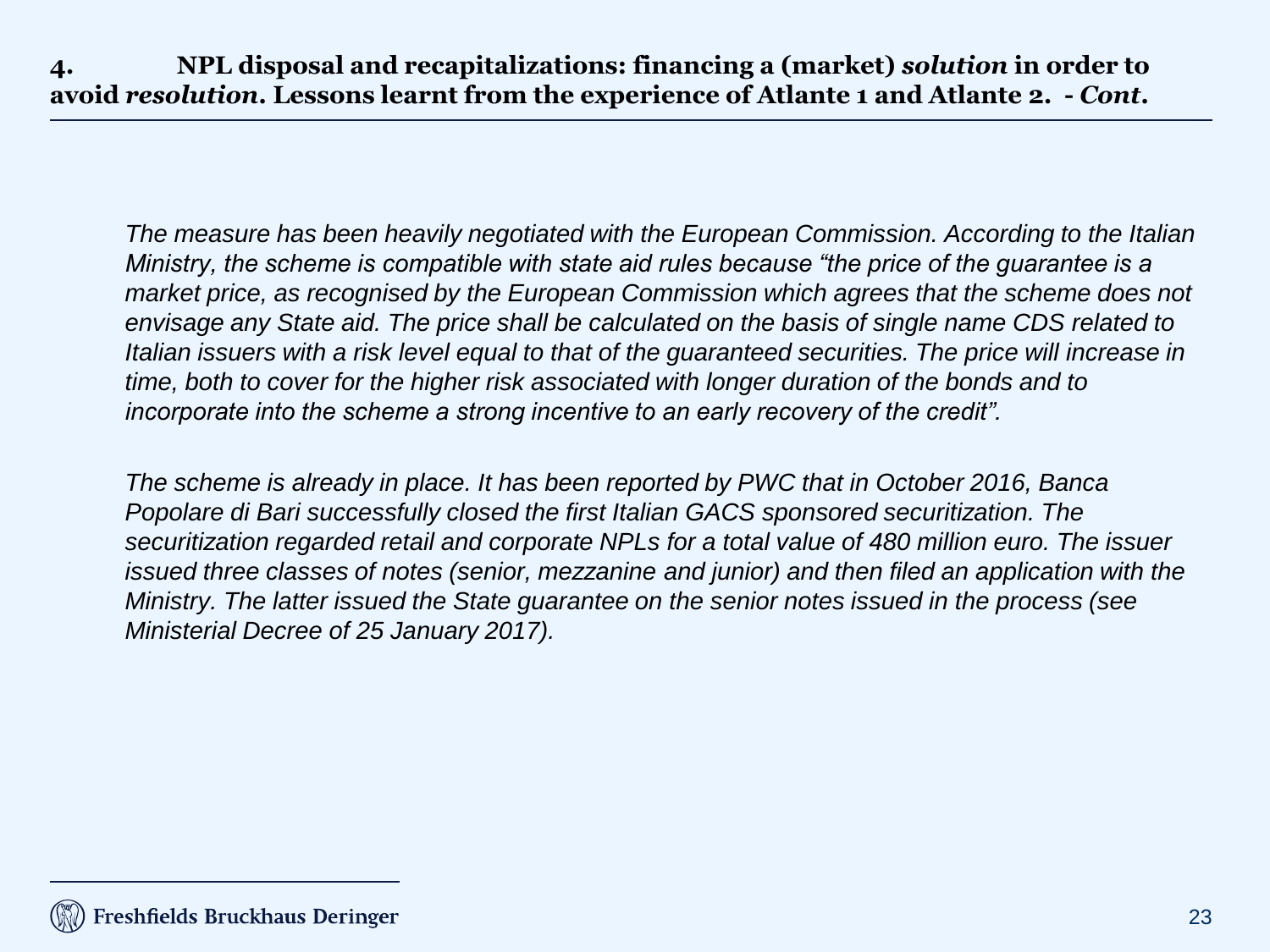# 4. NPL disposal and recapitalizations: financing a (market) *solution* in order to avoid *resolution*. Lessons learnt from the experience of Atlante 1 and Atlante 2. - *Cont*.

*The measure has been heavily negotiated with the European Commission. According to the Italian Ministry, the scheme is compatible with state aid rules because "the price of the guarantee is a market price, as recognised by the European Commission which agrees that the scheme does not envisage any State aid. The price shall be calculated on the basis of single name CDS related to Italian issuers with a risk level equal to that of the guaranteed securities. The price will increase in time, both to cover for the higher risk associated with longer duration of the bonds and to incorporate into the scheme a strong incentive to an early recovery of the credit".*

*The scheme is already in place. It has been reported by PWC that in October 2016, Banca Popolare di Bari successfully closed the first Italian GACS sponsored securitization. The securitization regarded retail and corporate NPLs for a total value of 480 million euro. The issuer issued three classes of notes (senior, mezzanine and junior) and then filed an application with the Ministry. The latter issued the State guarantee on the senior notes issued in the process (see Ministerial Decree of 25 January 2017).*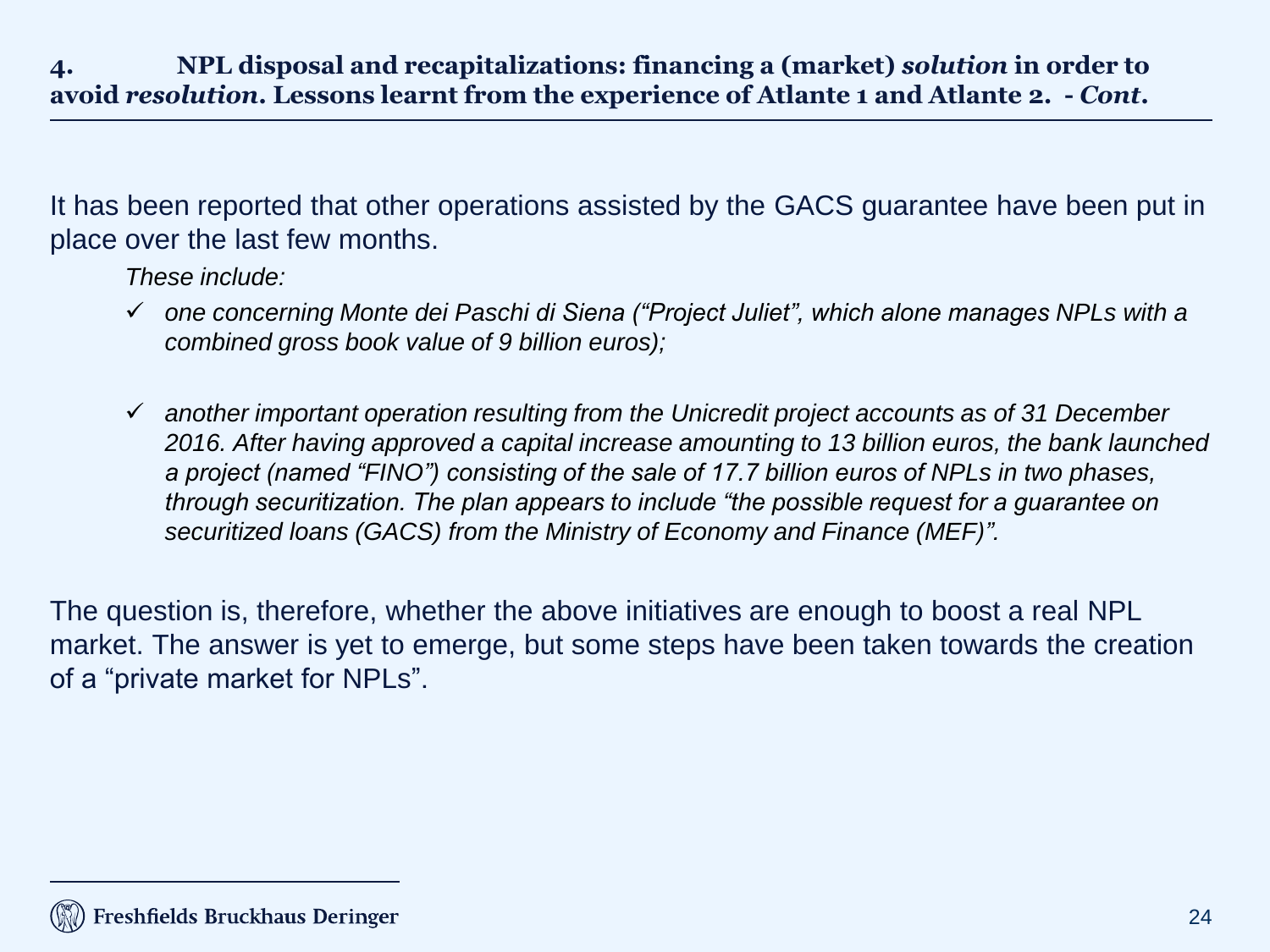## 4. NPL disposal and recapitalizations: financing a (market) *solution* in order to avoid *resolution*. Lessons learnt from the experience of Atlante 1 and Atlante 2. - *Cont*.

It has been reported that other operations assisted by the GACS guarantee have been put in place over the last few months.

*These include:*

- ✓ *one concerning Monte dei Paschi di Siena ("Project Juliet", which alone manages NPLs with a combined gross book value of 9 billion euros);*

- ✓ *another important operation resulting from the Unicredit project accounts as of 31 December 2016. After having approved a capital increase amounting to 13 billion euros, the bank launched a project (named "FINO") consisting of the sale of 17.7 billion euros of NPLs in two phases, through securitization. The plan appears to include "the possible request for a guarantee on securitized loans (GACS) from the Ministry of Economy and Finance (MEF)".*

The question is, therefore, whether the above initiatives are enough to boost a real NPL market. The answer is yet to emerge, but some steps have been taken towards the creation of a "private market for NPLs".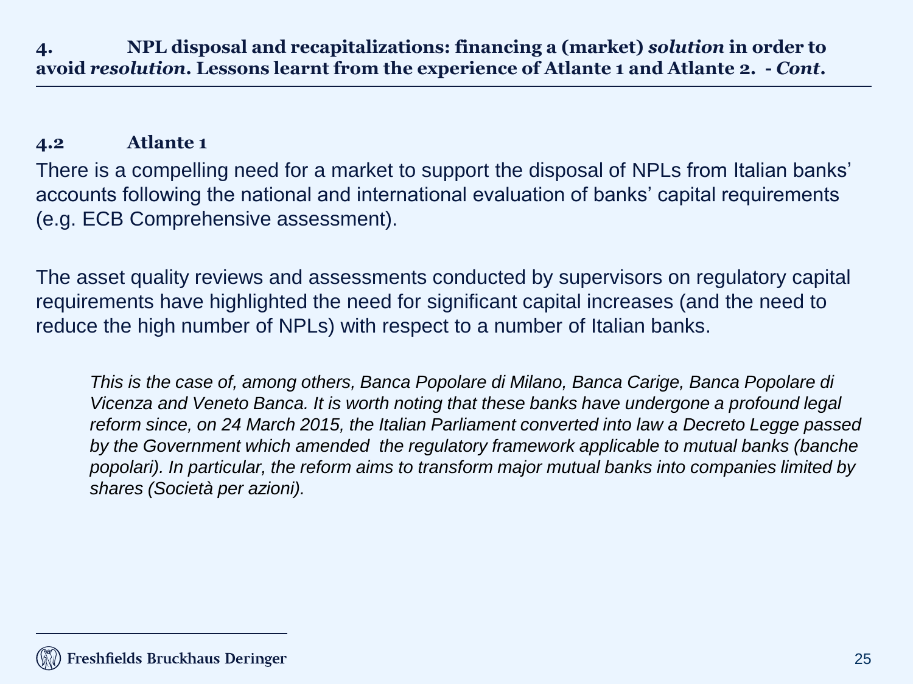## 4. NPL disposal and recapitalizations: financing a (market) *solution* in order to avoid *resolution*. Lessons learnt from the experience of Atlante 1 and Atlante 2. - *Cont.*

### 4.2 Atlante 1

There is a compelling need for a market to support the disposal of NPLs from Italian banks' accounts following the national and international evaluation of banks' capital requirements (e.g. ECB Comprehensive assessment).

The asset quality reviews and assessments conducted by supervisors on regulatory capital requirements have highlighted the need for significant capital increases (and the need to reduce the high number of NPLs) with respect to a number of Italian banks.

> *This is the case of, among others, Banca Popolare di Milano, Banca Carige, Banca Popolare di Vicenza and Veneto Banca. It is worth noting that these banks have undergone a profound legal reform since, on 24 March 2015, the Italian Parliament converted into law a Decreto Legge passed by the Government which amended the regulatory framework applicable to mutual banks (banche popolari). In particular, the reform aims to transform major mutual banks into companies limited by shares (Società per azioni).*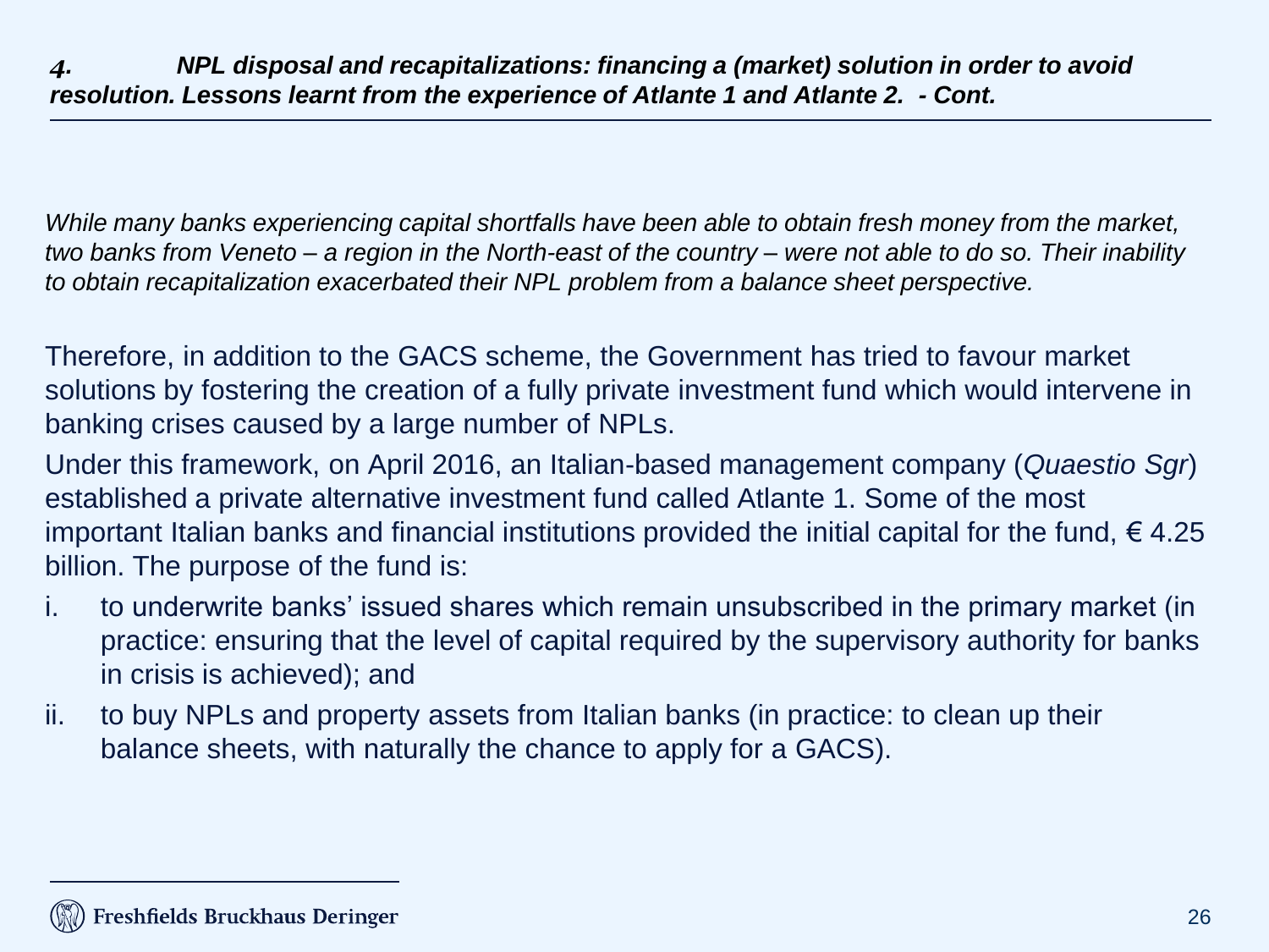## *4. NPL disposal and recapitalizations: financing a (market) solution in order to avoid resolution. Lessons learnt from the experience of Atlante 1 and Atlante 2. - Cont.*

*While many banks experiencing capital shortfalls have been able to obtain fresh money from the market, two banks from Veneto – a region in the North-east of the country – were not able to do so. Their inability to obtain recapitalization exacerbated their NPL problem from a balance sheet perspective.*

Therefore, in addition to the GACS scheme, the Government has tried to favour market solutions by fostering the creation of a fully private investment fund which would intervene in banking crises caused by a large number of NPLs.

Under this framework, on April 2016, an Italian-based management company (*Quaestio Sgr*) established a private alternative investment fund called Atlante 1. Some of the most important Italian banks and financial institutions provided the initial capital for the fund, € 4.25 billion. The purpose of the fund is:

i. to underwrite banks' issued shares which remain unsubscribed in the primary market (in practice: ensuring that the level of capital required by the supervisory authority for banks in crisis is achieved); and

ii. to buy NPLs and property assets from Italian banks (in practice: to clean up their balance sheets, with naturally the chance to apply for a GACS).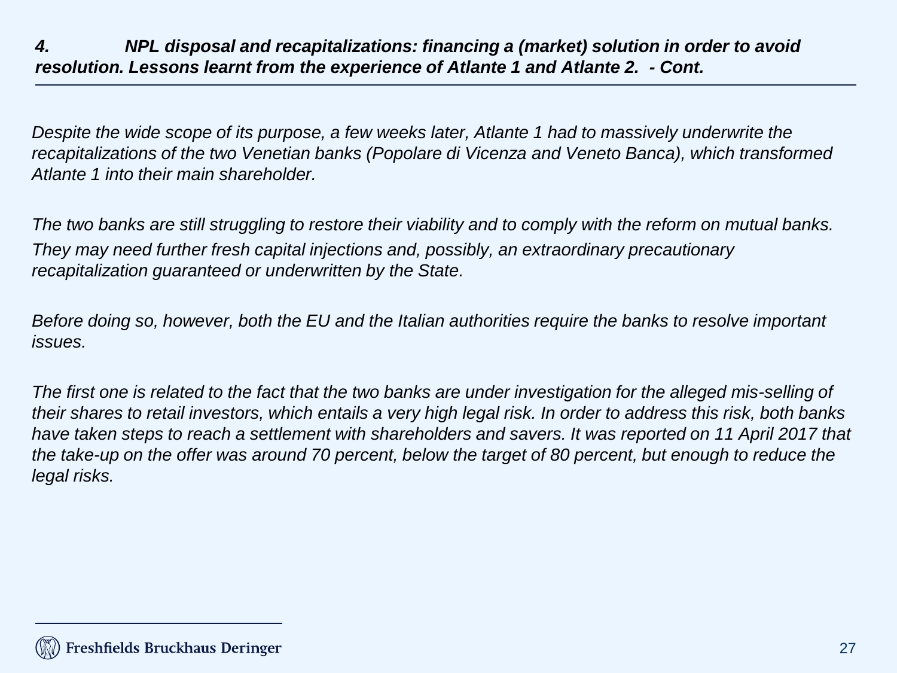## *4. NPL disposal and recapitalizations: financing a (market) solution in order to avoid resolution. Lessons learnt from the experience of Atlante 1 and Atlante 2. - Cont.*

*Despite the wide scope of its purpose, a few weeks later, Atlante 1 had to massively underwrite the recapitalizations of the two Venetian banks (Popolare di Vicenza and Veneto Banca), which transformed Atlante 1 into their main shareholder.*

*The two banks are still struggling to restore their viability and to comply with the reform on mutual banks. They may need further fresh capital injections and, possibly, an extraordinary precautionary recapitalization guaranteed or underwritten by the State.*

*Before doing so, however, both the EU and the Italian authorities require the banks to resolve important issues.*

*The first one is related to the fact that the two banks are under investigation for the alleged mis-selling of their shares to retail investors, which entails a very high legal risk. In order to address this risk, both banks have taken steps to reach a settlement with shareholders and savers. It was reported on 11 April 2017 that the take-up on the offer was around 70 percent, below the target of 80 percent, but enough to reduce the legal risks.*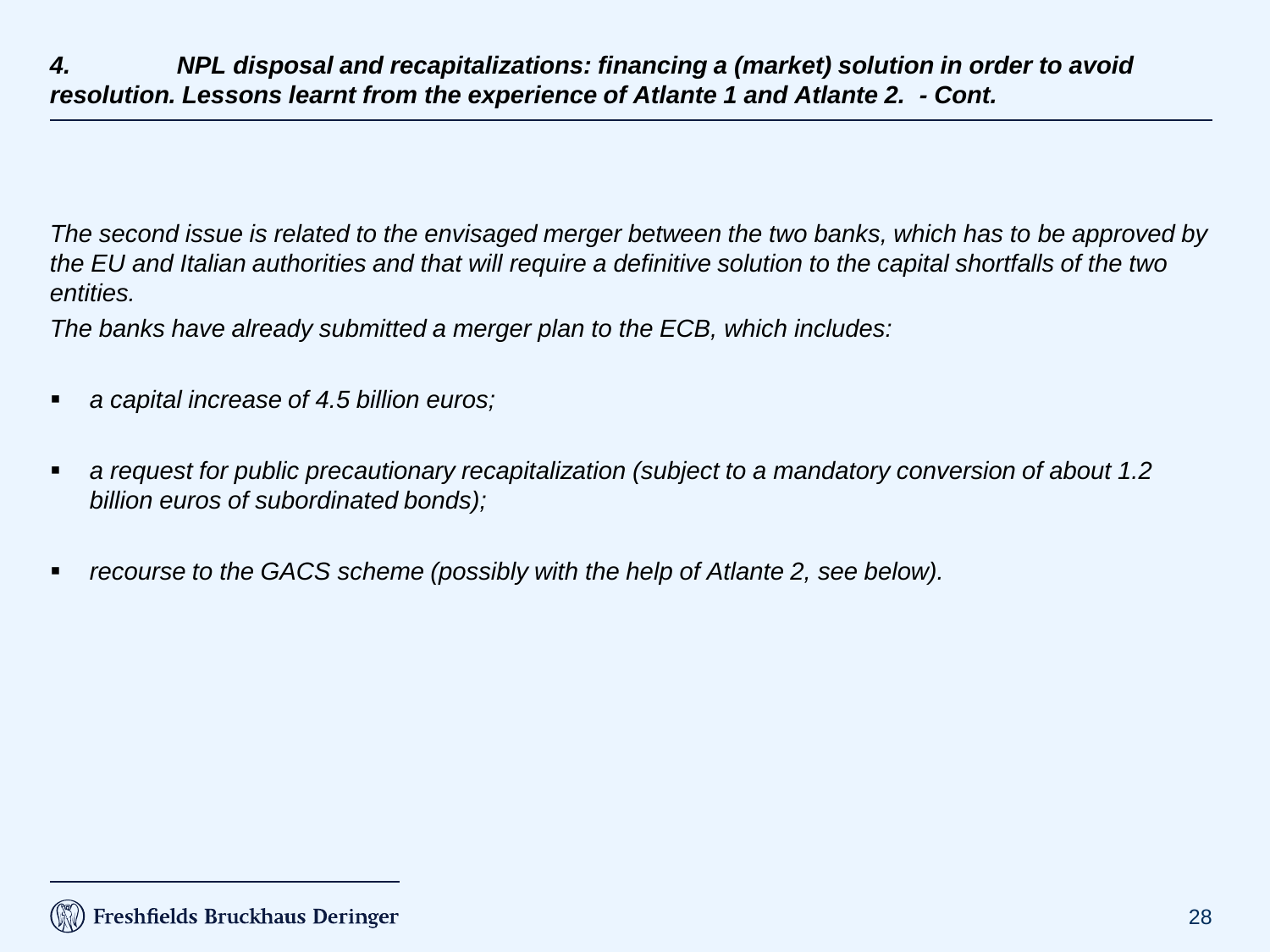## *4. NPL disposal and recapitalizations: financing a (market) solution in order to avoid resolution. Lessons learnt from the experience of Atlante 1 and Atlante 2. - Cont.*

*The second issue is related to the envisaged merger between the two banks, which has to be approved by the EU and Italian authorities and that will require a definitive solution to the capital shortfalls of the two entities.*

*The banks have already submitted a merger plan to the ECB, which includes:*

- *a capital increase of 4.5 billion euros;*
- *a request for public precautionary recapitalization (subject to a mandatory conversion of about 1.2 billion euros of subordinated bonds);*
- *recourse to the GACS scheme (possibly with the help of Atlante 2, see below).*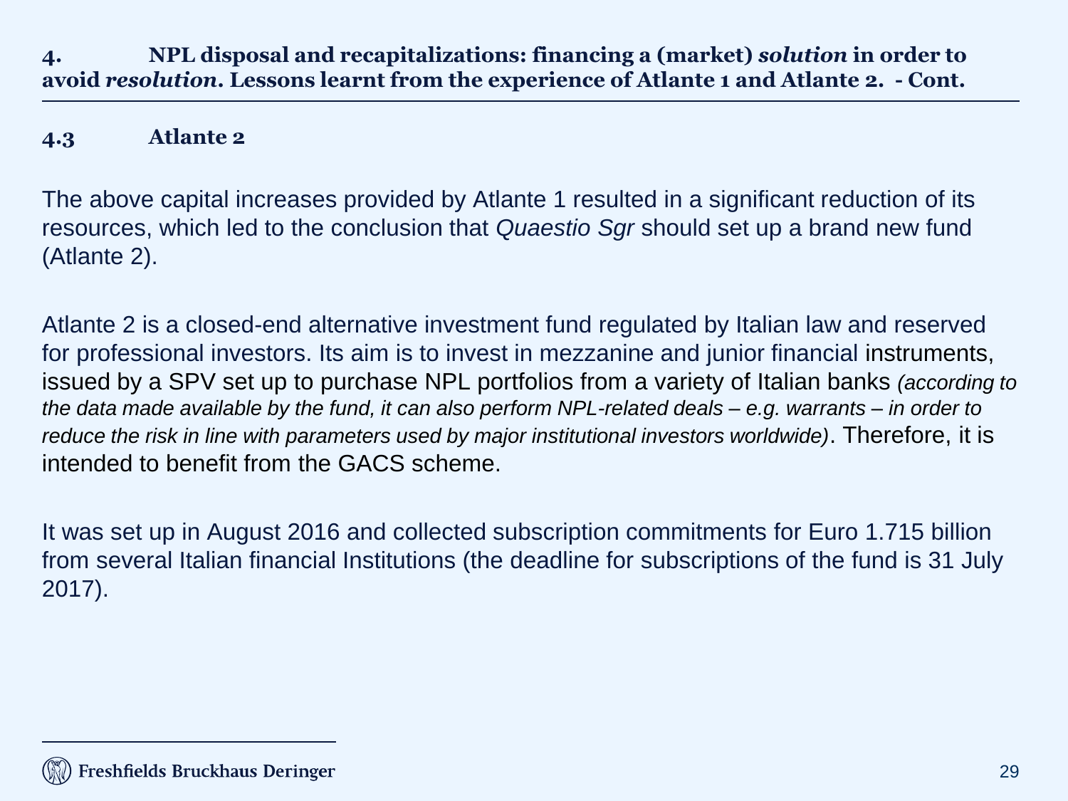## 4. NPL disposal and recapitalizations: financing a (market) *solution* in order to avoid *resolution*. Lessons learnt from the experience of Atlante 1 and Atlante 2. - Cont.

### 4.3 Atlante 2

The above capital increases provided by Atlante 1 resulted in a significant reduction of its resources, which led to the conclusion that *Quaestio Sgr* should set up a brand new fund (Atlante 2).

Atlante 2 is a closed-end alternative investment fund regulated by Italian law and reserved for professional investors. Its aim is to invest in mezzanine and junior financial instruments, issued by a SPV set up to purchase NPL portfolios from a variety of Italian banks *(according to the data made available by the fund, it can also perform NPL-related deals – e.g. warrants – in order to reduce the risk in line with parameters used by major institutional investors worldwide)*. Therefore, it is intended to benefit from the GACS scheme.

It was set up in August 2016 and collected subscription commitments for Euro 1.715 billion from several Italian financial Institutions (the deadline for subscriptions of the fund is 31 July 2017).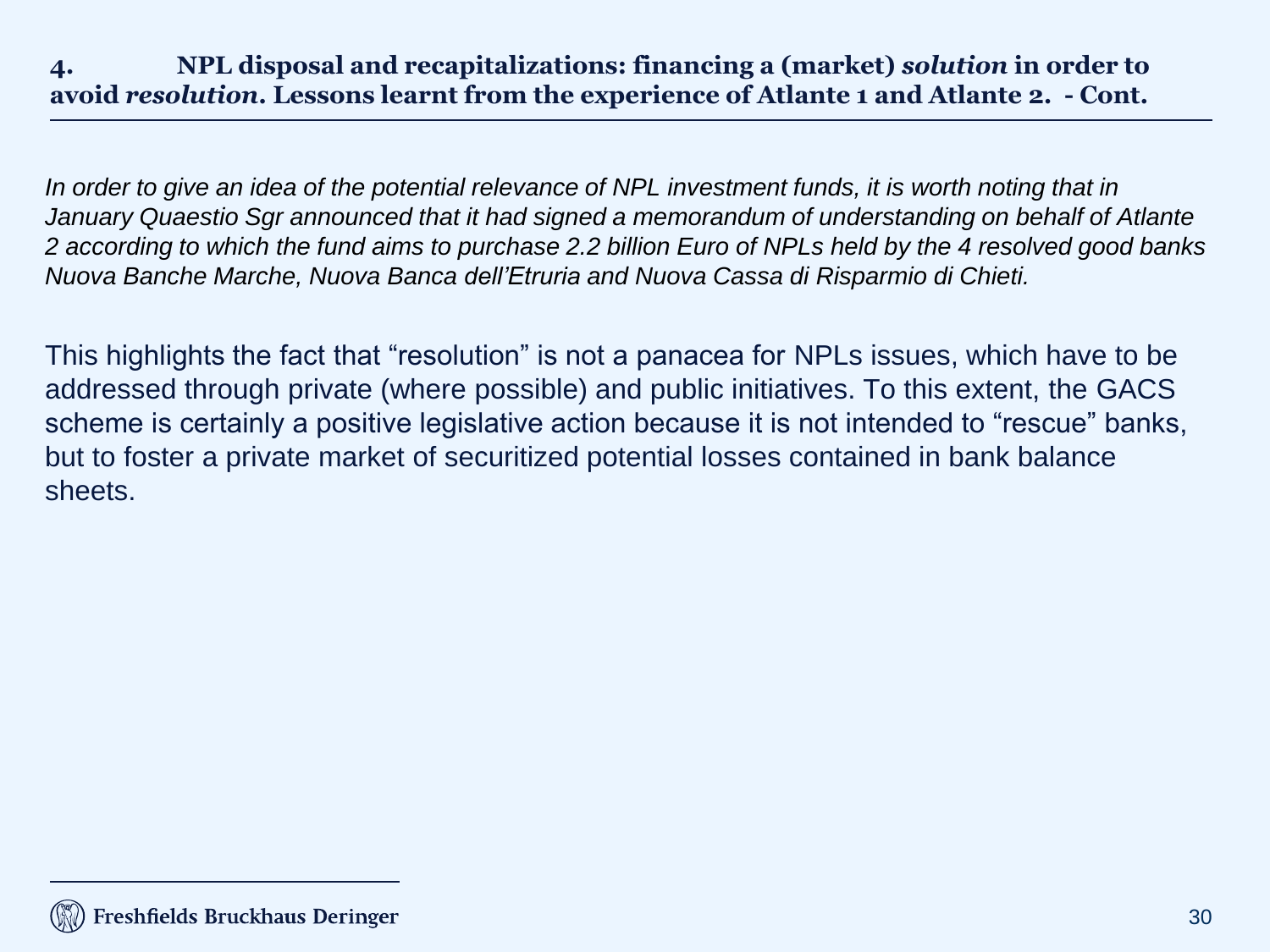## 4. NPL disposal and recapitalizations: financing a (market) *solution* in order to avoid *resolution*. Lessons learnt from the experience of Atlante 1 and Atlante 2. - Cont.

*In order to give an idea of the potential relevance of NPL investment funds, it is worth noting that in January Quaestio Sgr announced that it had signed a memorandum of understanding on behalf of Atlante 2 according to which the fund aims to purchase 2.2 billion Euro of NPLs held by the 4 resolved good banks Nuova Banche Marche, Nuova Banca dell'Etruria and Nuova Cassa di Risparmio di Chieti.*

This highlights the fact that "resolution" is not a panacea for NPLs issues, which have to be addressed through private (where possible) and public initiatives. To this extent, the GACS scheme is certainly a positive legislative action because it is not intended to "rescue" banks, but to foster a private market of securitized potential losses contained in bank balance sheets.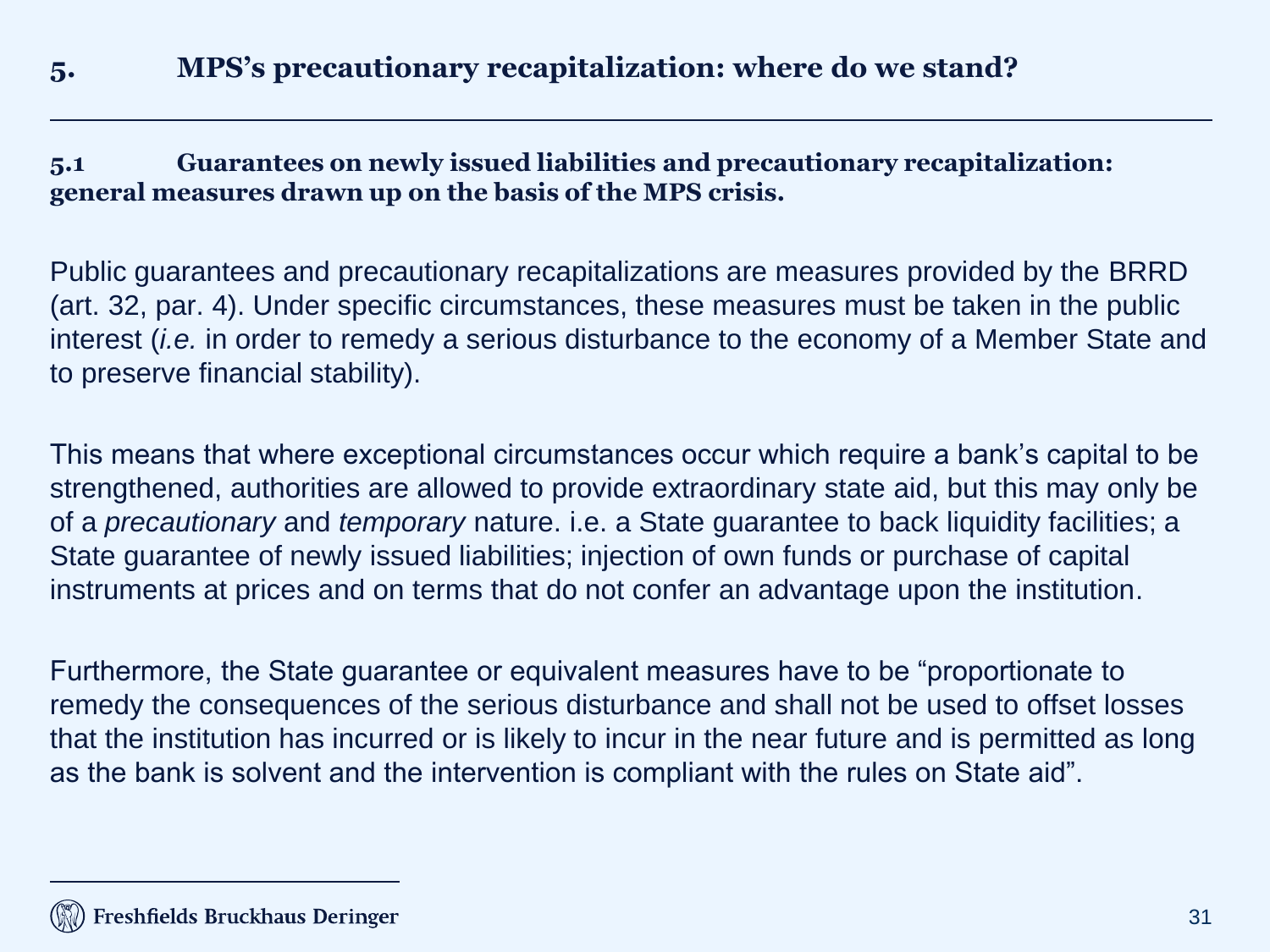# 5. MPS's precautionary recapitalization: where do we stand?

## 5.1 Guarantees on newly issued liabilities and precautionary recapitalization: general measures drawn up on the basis of the MPS crisis.

Public guarantees and precautionary recapitalizations are measures provided by the BRRD (art. 32, par. 4). Under specific circumstances, these measures must be taken in the public interest (*i.e.* in order to remedy a serious disturbance to the economy of a Member State and to preserve financial stability).

This means that where exceptional circumstances occur which require a bank's capital to be strengthened, authorities are allowed to provide extraordinary state aid, but this may only be of a *precautionary* and *temporary* nature. i.e. a State guarantee to back liquidity facilities; a State guarantee of newly issued liabilities; injection of own funds or purchase of capital instruments at prices and on terms that do not confer an advantage upon the institution.

Furthermore, the State guarantee or equivalent measures have to be "proportionate to remedy the consequences of the serious disturbance and shall not be used to offset losses that the institution has incurred or is likely to incur in the near future and is permitted as long as the bank is solvent and the intervention is compliant with the rules on State aid".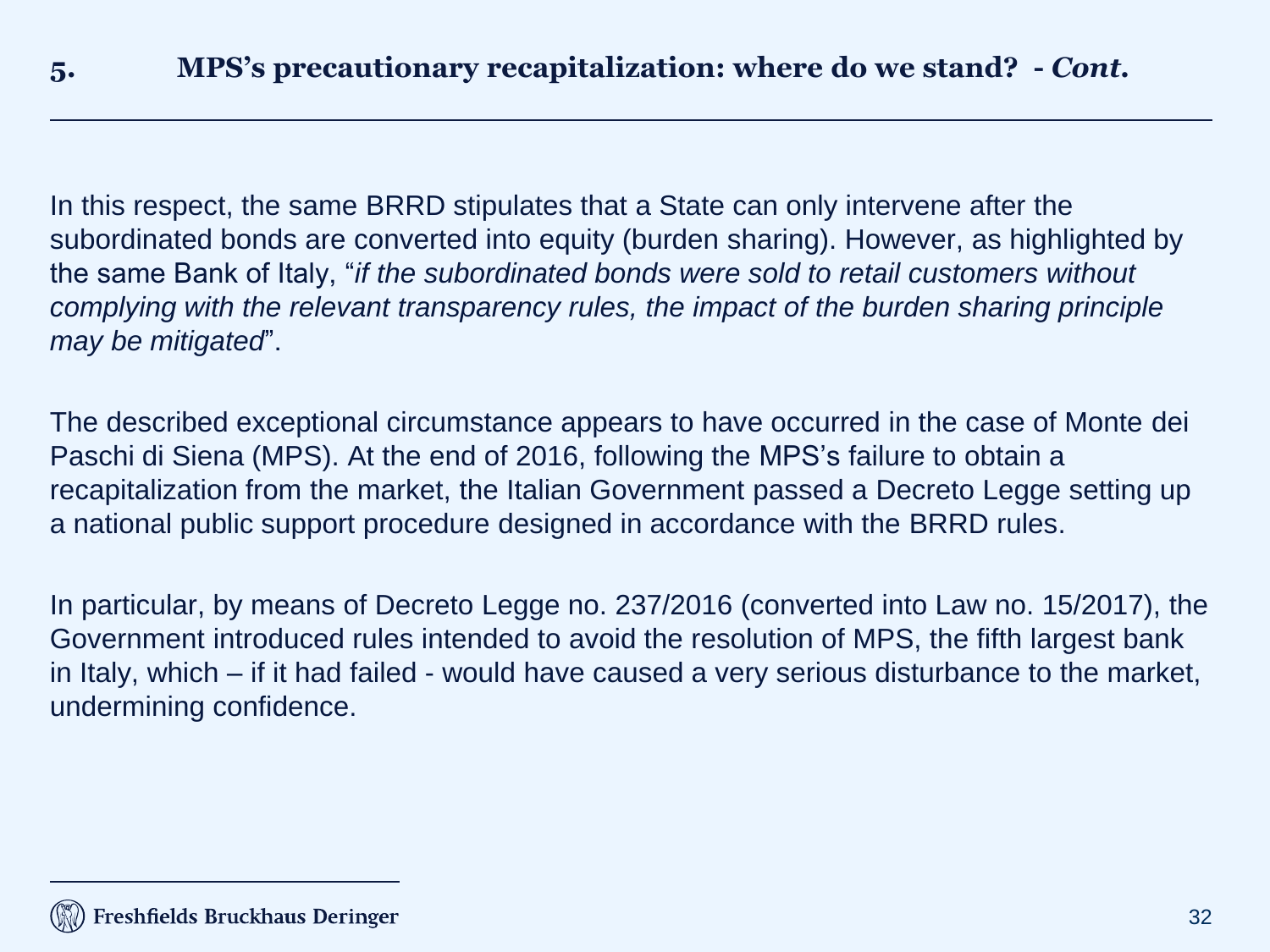## 5. MPS's precautionary recapitalization: where do we stand? - *Cont.*

In this respect, the same BRRD stipulates that a State can only intervene after the subordinated bonds are converted into equity (burden sharing). However, as highlighted by the same Bank of Italy, "*if the subordinated bonds were sold to retail customers without complying with the relevant transparency rules, the impact of the burden sharing principle may be mitigated*".

The described exceptional circumstance appears to have occurred in the case of Monte dei Paschi di Siena (MPS). At the end of 2016, following the MPS's failure to obtain a recapitalization from the market, the Italian Government passed a Decreto Legge setting up a national public support procedure designed in accordance with the BRRD rules.

In particular, by means of Decreto Legge no. 237/2016 (converted into Law no. 15/2017), the Government introduced rules intended to avoid the resolution of MPS, the fifth largest bank in Italy, which – if it had failed - would have caused a very serious disturbance to the market, undermining confidence.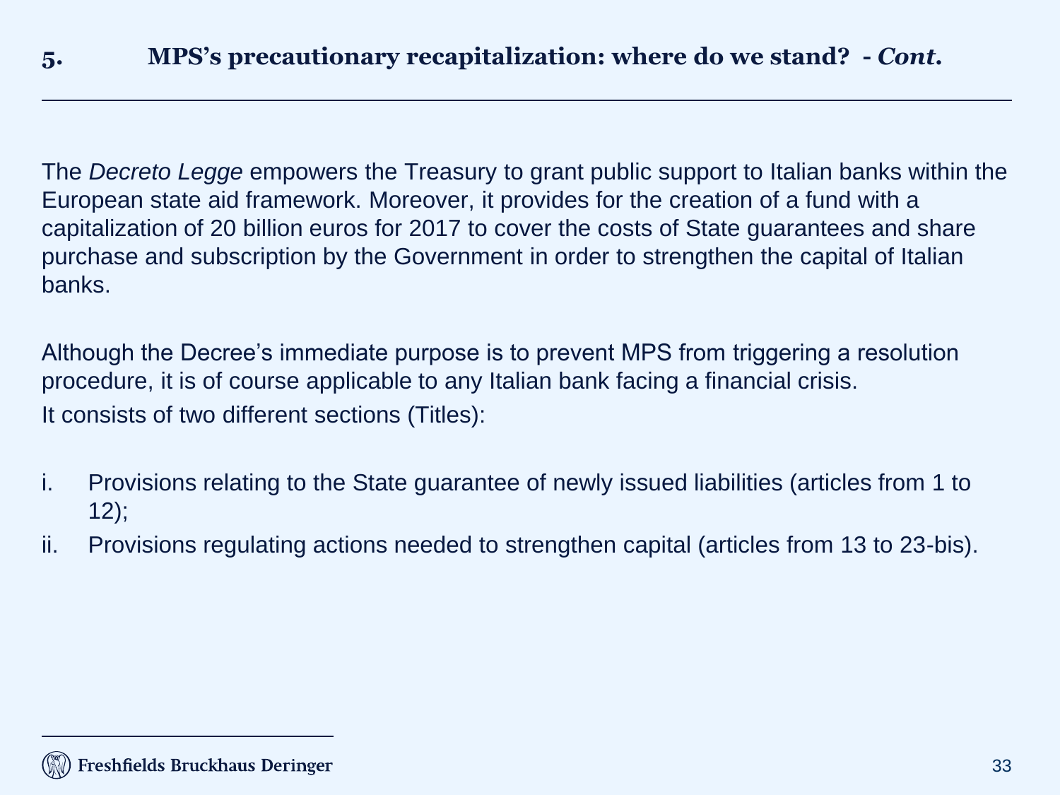## 5. MPS's precautionary recapitalization: where do we stand? - *Cont.*

The *Decreto Legge* empowers the Treasury to grant public support to Italian banks within the European state aid framework. Moreover, it provides for the creation of a fund with a capitalization of 20 billion euros for 2017 to cover the costs of State guarantees and share purchase and subscription by the Government in order to strengthen the capital of Italian banks.

Although the Decree's immediate purpose is to prevent MPS from triggering a resolution procedure, it is of course applicable to any Italian bank facing a financial crisis.
It consists of two different sections (Titles):

i. Provisions relating to the State guarantee of newly issued liabilities (articles from 1 to 12);
ii. Provisions regulating actions needed to strengthen capital (articles from 13 to 23-bis).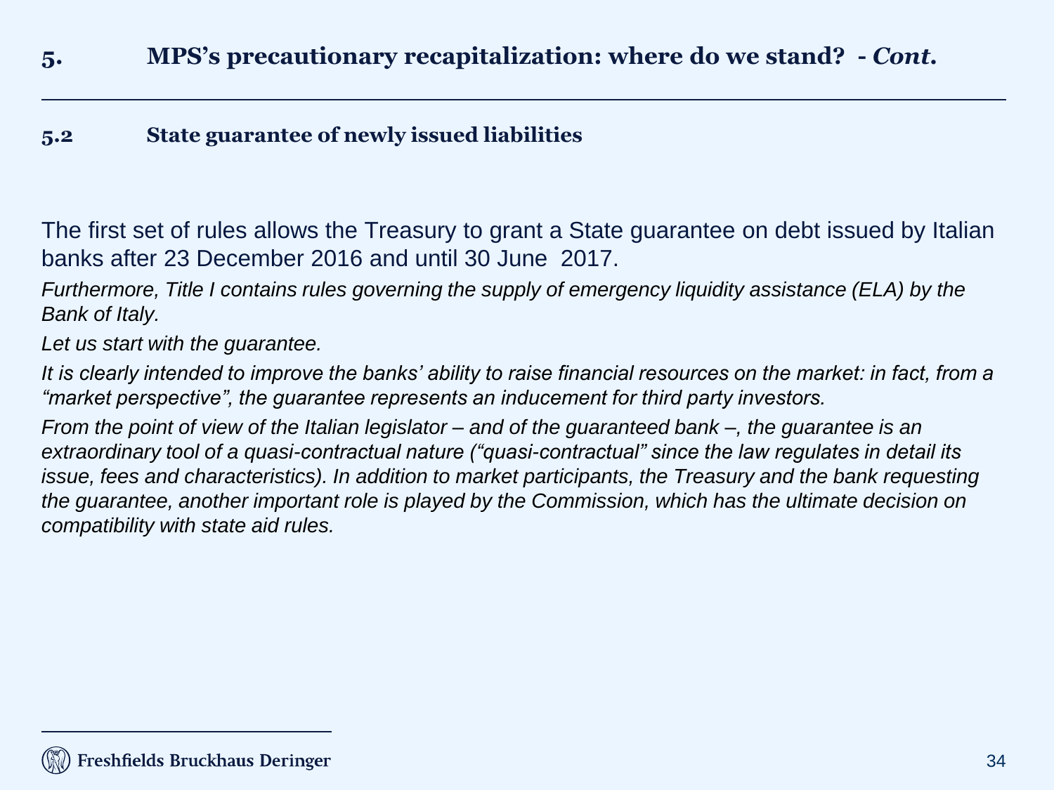## 5. MPS's precautionary recapitalization: where do we stand? - *Cont.*

### 5.2 State guarantee of newly issued liabilities

The first set of rules allows the Treasury to grant a State guarantee on debt issued by Italian banks after 23 December 2016 and until 30 June 2017.

*Furthermore, Title I contains rules governing the supply of emergency liquidity assistance (ELA) by the Bank of Italy.*

*Let us start with the guarantee.*

*It is clearly intended to improve the banks' ability to raise financial resources on the market: in fact, from a "market perspective", the guarantee represents an inducement for third party investors.*

*From the point of view of the Italian legislator – and of the guaranteed bank –, the guarantee is an extraordinary tool of a quasi-contractual nature ("quasi-contractual" since the law regulates in detail its issue, fees and characteristics). In addition to market participants, the Treasury and the bank requesting the guarantee, another important role is played by the Commission, which has the ultimate decision on compatibility with state aid rules.*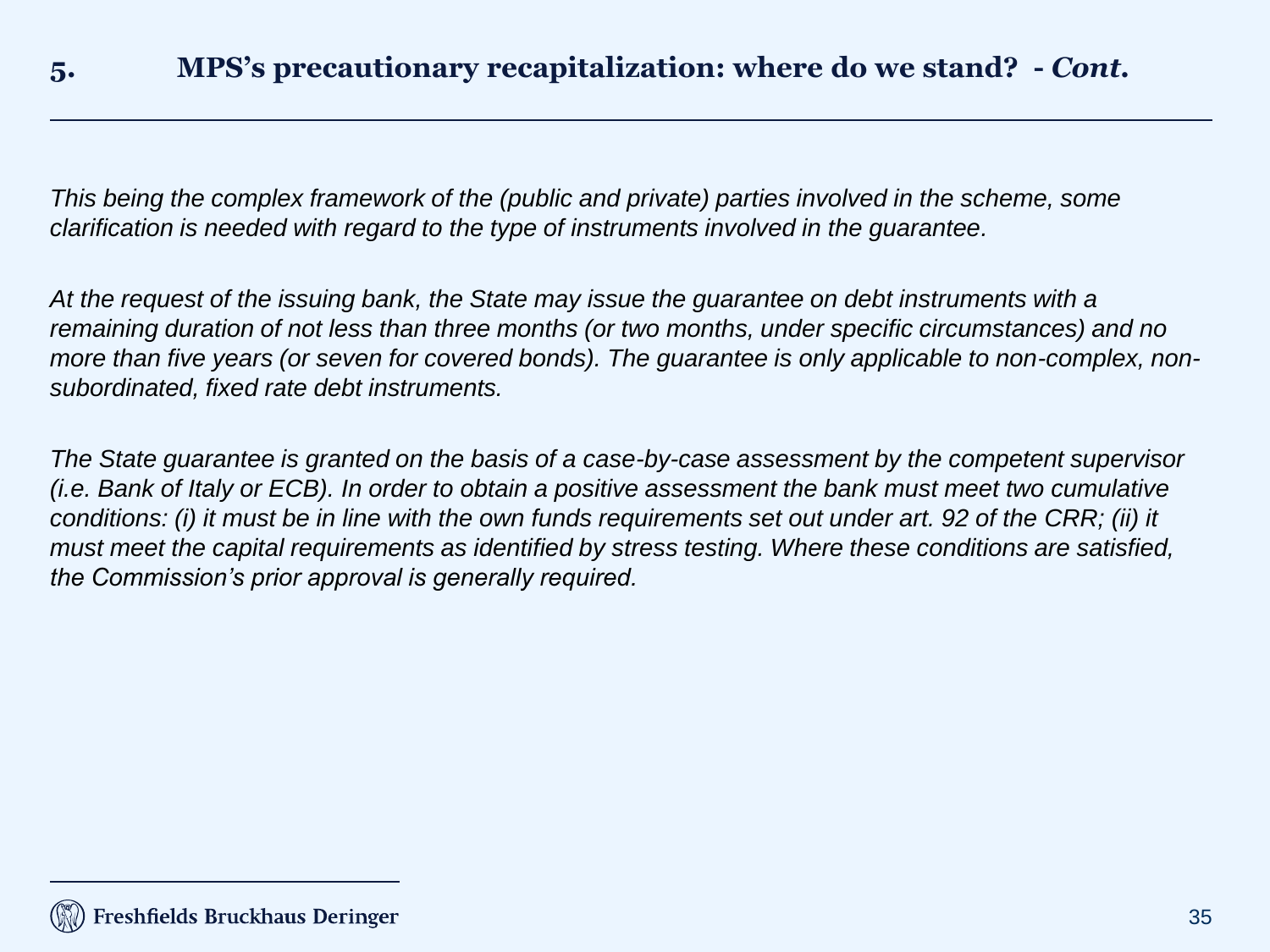## 5. MPS's precautionary recapitalization: where do we stand? - *Cont.*

*This being the complex framework of the (public and private) parties involved in the scheme, some clarification is needed with regard to the type of instruments involved in the guarantee.*

*At the request of the issuing bank, the State may issue the guarantee on debt instruments with a remaining duration of not less than three months (or two months, under specific circumstances) and no more than five years (or seven for covered bonds). The guarantee is only applicable to non-complex, non-subordinated, fixed rate debt instruments.*

*The State guarantee is granted on the basis of a case-by-case assessment by the competent supervisor (i.e. Bank of Italy or ECB). In order to obtain a positive assessment the bank must meet two cumulative conditions: (i) it must be in line with the own funds requirements set out under art. 92 of the CRR; (ii) it must meet the capital requirements as identified by stress testing. Where these conditions are satisfied, the Commission's prior approval is generally required.*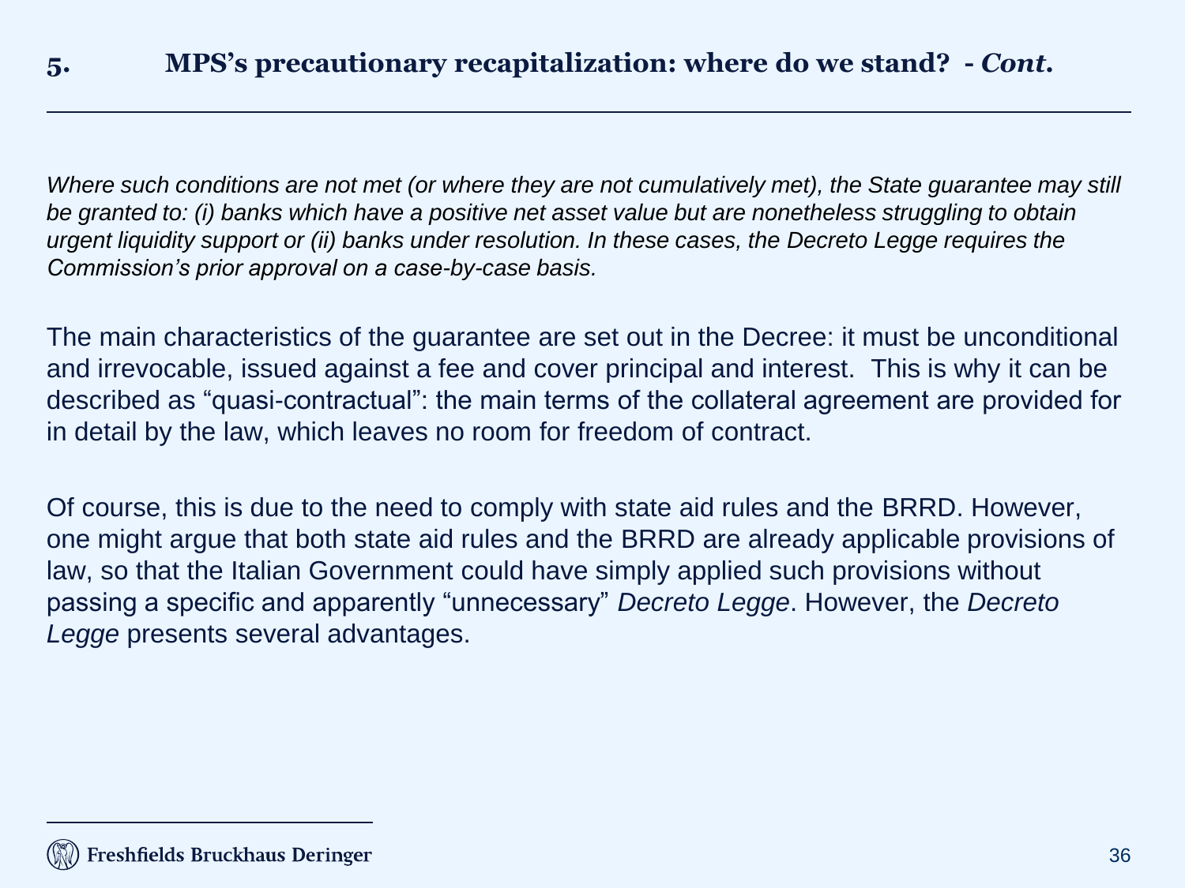## 5. MPS's precautionary recapitalization: where do we stand? - *Cont.*

*Where such conditions are not met (or where they are not cumulatively met), the State guarantee may still be granted to: (i) banks which have a positive net asset value but are nonetheless struggling to obtain urgent liquidity support or (ii) banks under resolution. In these cases, the Decreto Legge requires the Commission's prior approval on a case-by-case basis.*

The main characteristics of the guarantee are set out in the Decree: it must be unconditional and irrevocable, issued against a fee and cover principal and interest. This is why it can be described as "quasi-contractual": the main terms of the collateral agreement are provided for in detail by the law, which leaves no room for freedom of contract.

Of course, this is due to the need to comply with state aid rules and the BRRD. However, one might argue that both state aid rules and the BRRD are already applicable provisions of law, so that the Italian Government could have simply applied such provisions without passing a specific and apparently "unnecessary" *Decreto Legge*. However, the *Decreto Legge* presents several advantages.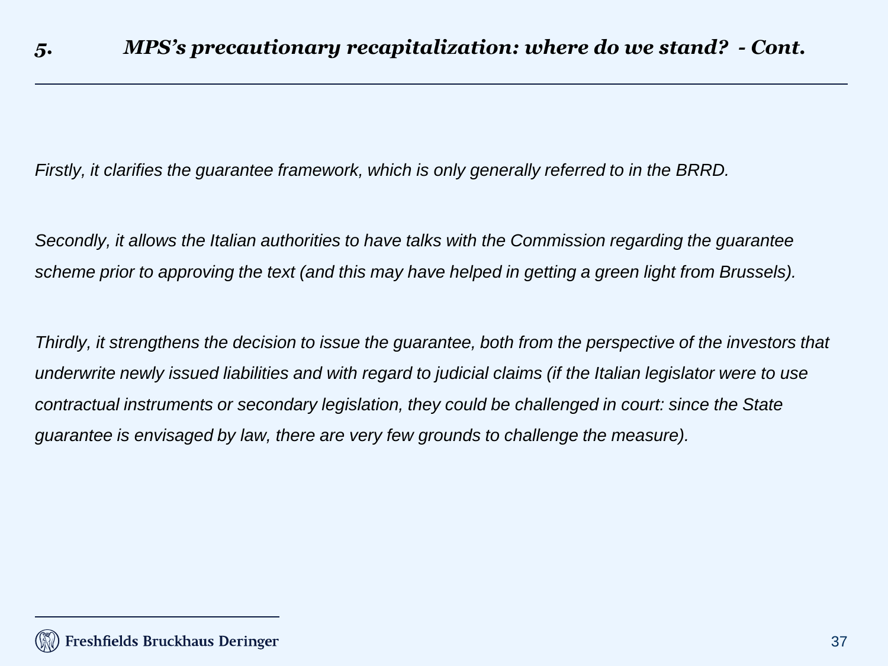## *5. MPS's precautionary recapitalization: where do we stand? - Cont.*

*Firstly, it clarifies the guarantee framework, which is only generally referred to in the BRRD.*

*Secondly, it allows the Italian authorities to have talks with the Commission regarding the guarantee scheme prior to approving the text (and this may have helped in getting a green light from Brussels).*

*Thirdly, it strengthens the decision to issue the guarantee, both from the perspective of the investors that underwrite newly issued liabilities and with regard to judicial claims (if the Italian legislator were to use contractual instruments or secondary legislation, they could be challenged in court: since the State guarantee is envisaged by law, there are very few grounds to challenge the measure).*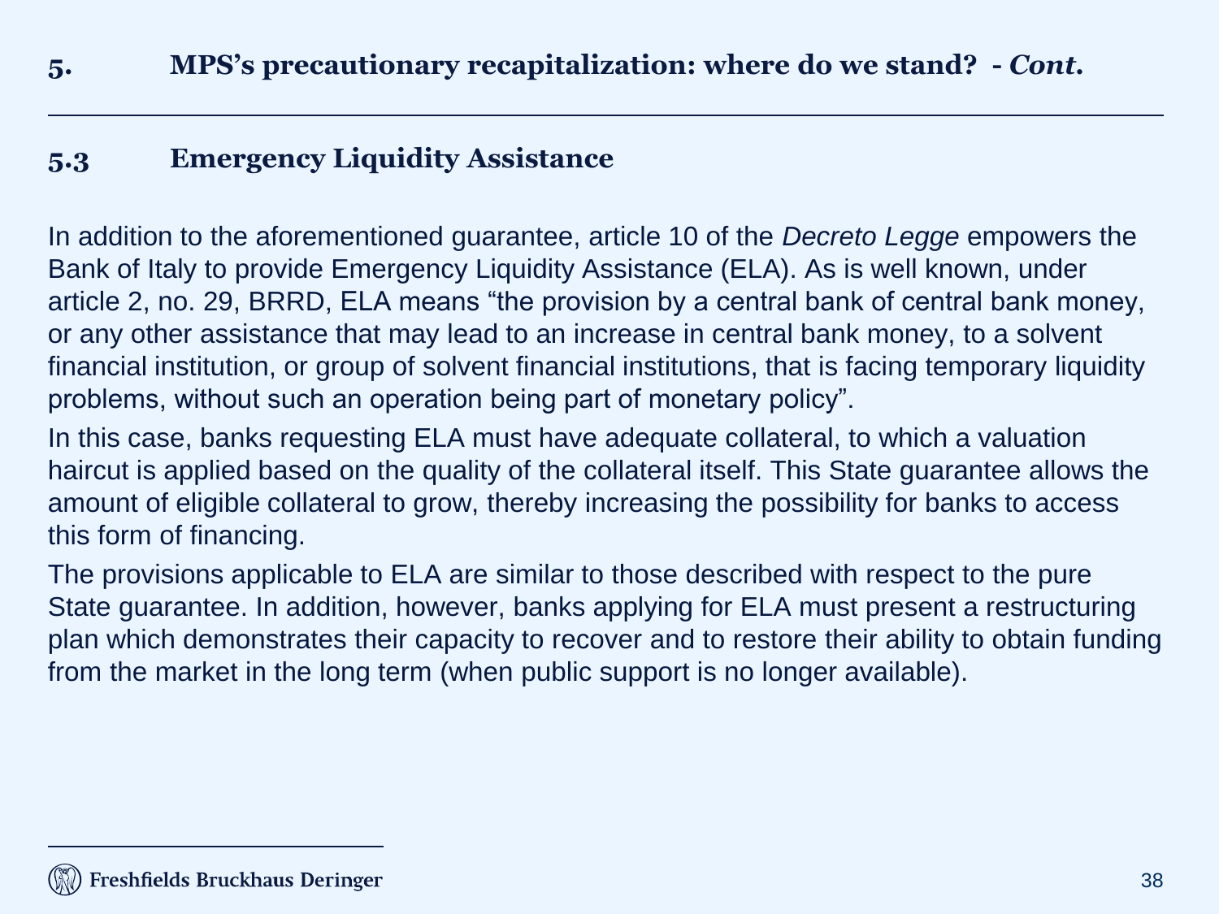## 5. MPS's precautionary recapitalization: where do we stand? - *Cont.*

### 5.3 Emergency Liquidity Assistance

In addition to the aforementioned guarantee, article 10 of the *Decreto Legge* empowers the Bank of Italy to provide Emergency Liquidity Assistance (ELA). As is well known, under article 2, no. 29, BRRD, ELA means "the provision by a central bank of central bank money, or any other assistance that may lead to an increase in central bank money, to a solvent financial institution, or group of solvent financial institutions, that is facing temporary liquidity problems, without such an operation being part of monetary policy".

In this case, banks requesting ELA must have adequate collateral, to which a valuation haircut is applied based on the quality of the collateral itself. This State guarantee allows the amount of eligible collateral to grow, thereby increasing the possibility for banks to access this form of financing.

The provisions applicable to ELA are similar to those described with respect to the pure State guarantee. In addition, however, banks applying for ELA must present a restructuring plan which demonstrates their capacity to recover and to restore their ability to obtain funding from the market in the long term (when public support is no longer available).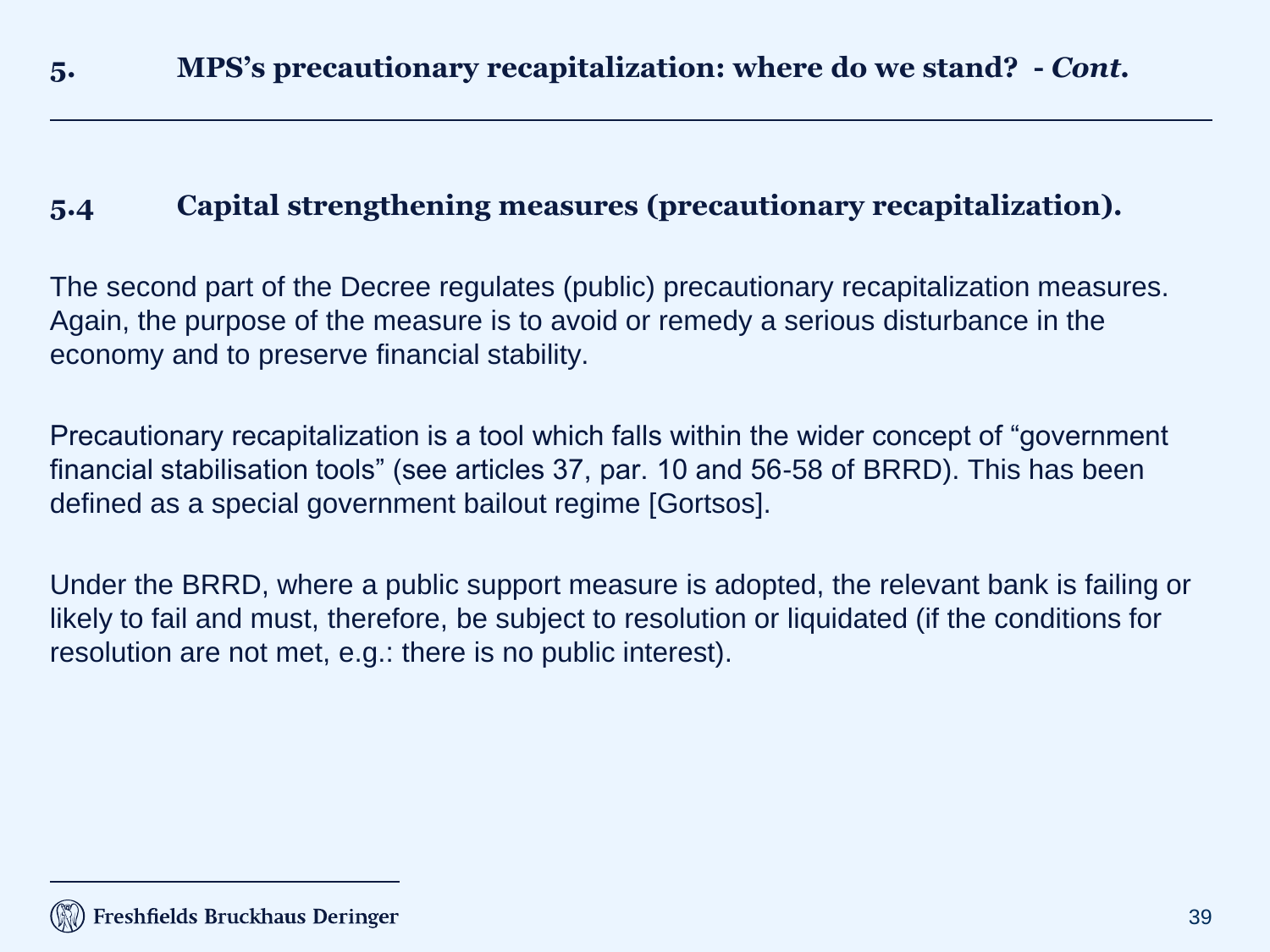## 5. MPS's precautionary recapitalization: where do we stand? - *Cont.*

### 5.4 Capital strengthening measures (precautionary recapitalization).

The second part of the Decree regulates (public) precautionary recapitalization measures. Again, the purpose of the measure is to avoid or remedy a serious disturbance in the economy and to preserve financial stability.

Precautionary recapitalization is a tool which falls within the wider concept of "government financial stabilisation tools" (see articles 37, par. 10 and 56-58 of BRRD). This has been defined as a special government bailout regime [Gortsos].

Under the BRRD, where a public support measure is adopted, the relevant bank is failing or likely to fail and must, therefore, be subject to resolution or liquidated (if the conditions for resolution are not met, e.g.: there is no public interest).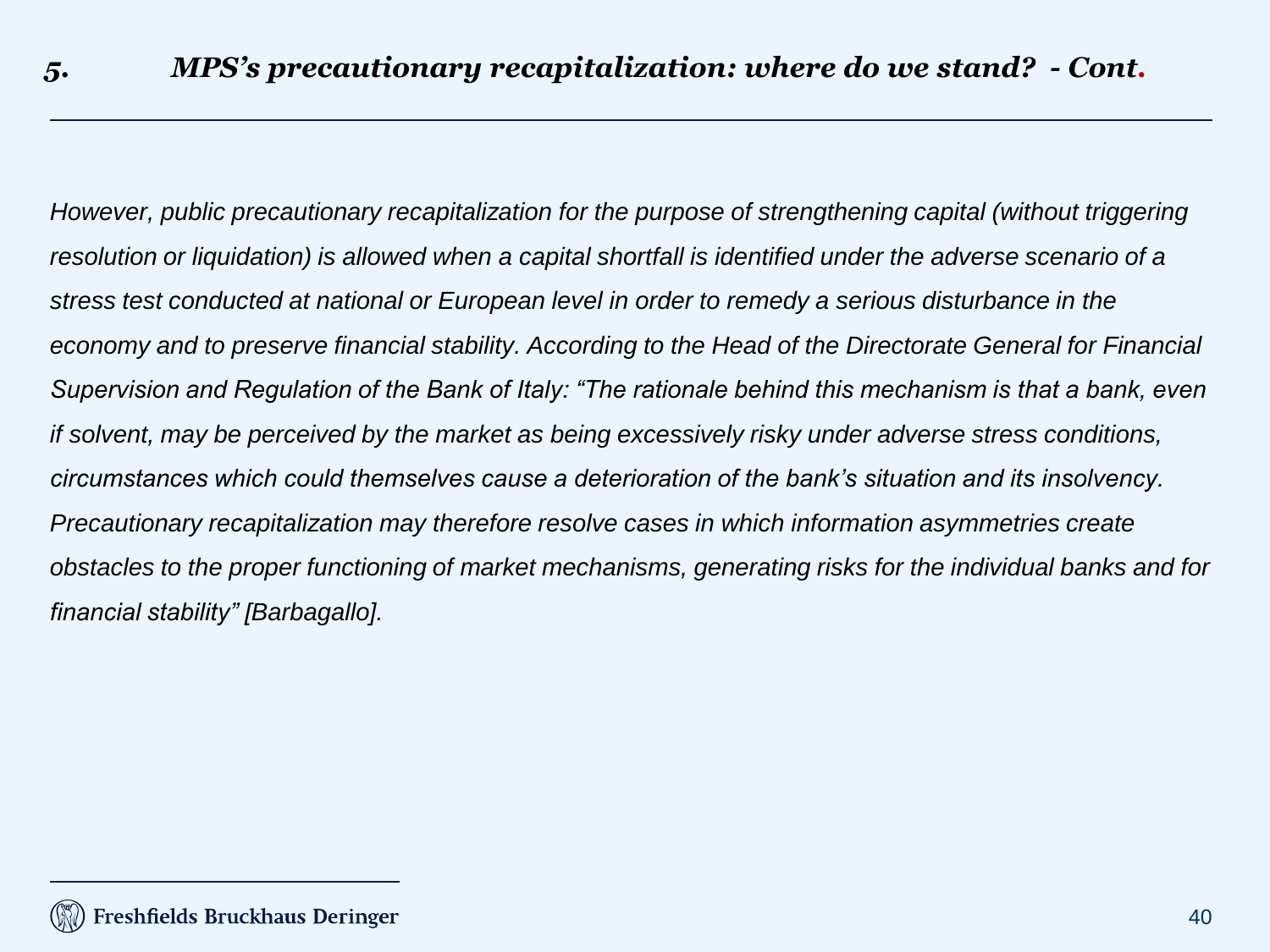## 5. *MPS's precautionary recapitalization: where do we stand? - Cont.*

*However, public precautionary recapitalization for the purpose of strengthening capital (without triggering resolution or liquidation) is allowed when a capital shortfall is identified under the adverse scenario of a stress test conducted at national or European level in order to remedy a serious disturbance in the economy and to preserve financial stability. According to the Head of the Directorate General for Financial Supervision and Regulation of the Bank of Italy: "The rationale behind this mechanism is that a bank, even if solvent, may be perceived by the market as being excessively risky under adverse stress conditions, circumstances which could themselves cause a deterioration of the bank's situation and its insolvency. Precautionary recapitalization may therefore resolve cases in which information asymmetries create obstacles to the proper functioning of market mechanisms, generating risks for the individual banks and for financial stability" [Barbagallo].*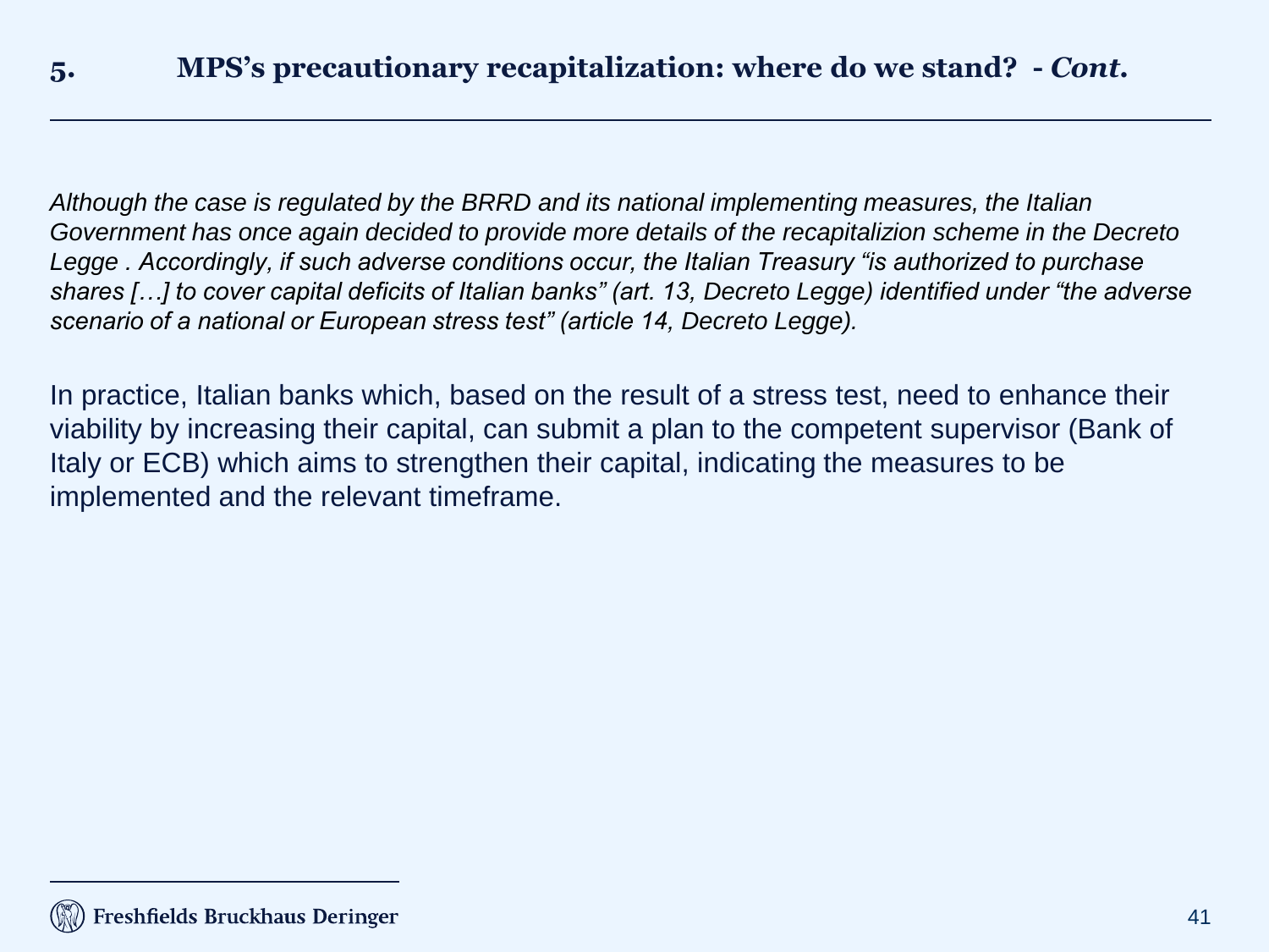## 5. MPS's precautionary recapitalization: where do we stand? - *Cont.*

*Although the case is regulated by the BRRD and its national implementing measures, the Italian Government has once again decided to provide more details of the recapitalizion scheme in the Decreto Legge . Accordingly, if such adverse conditions occur, the Italian Treasury "is authorized to purchase shares […] to cover capital deficits of Italian banks" (art. 13, Decreto Legge) identified under "the adverse scenario of a national or European stress test" (article 14, Decreto Legge).*

In practice, Italian banks which, based on the result of a stress test, need to enhance their viability by increasing their capital, can submit a plan to the competent supervisor (Bank of Italy or ECB) which aims to strengthen their capital, indicating the measures to be implemented and the relevant timeframe.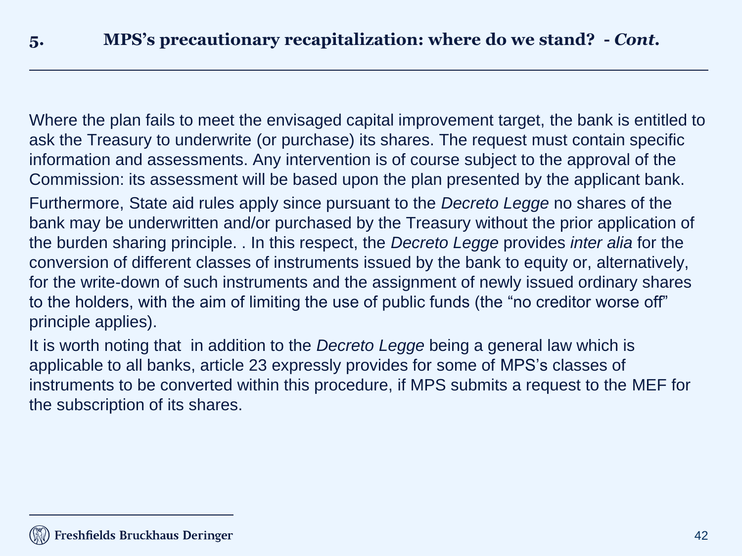# 5. MPS's precautionary recapitalization: where do we stand? - *Cont.*

Where the plan fails to meet the envisaged capital improvement target, the bank is entitled to ask the Treasury to underwrite (or purchase) its shares. The request must contain specific information and assessments. Any intervention is of course subject to the approval of the Commission: its assessment will be based upon the plan presented by the applicant bank.

Furthermore, State aid rules apply since pursuant to the *Decreto Legge* no shares of the bank may be underwritten and/or purchased by the Treasury without the prior application of the burden sharing principle. . In this respect, the *Decreto Legge* provides *inter alia* for the conversion of different classes of instruments issued by the bank to equity or, alternatively, for the write-down of such instruments and the assignment of newly issued ordinary shares to the holders, with the aim of limiting the use of public funds (the "no creditor worse off" principle applies).

It is worth noting that in addition to the *Decreto Legge* being a general law which is applicable to all banks, article 23 expressly provides for some of MPS's classes of instruments to be converted within this procedure, if MPS submits a request to the MEF for the subscription of its shares.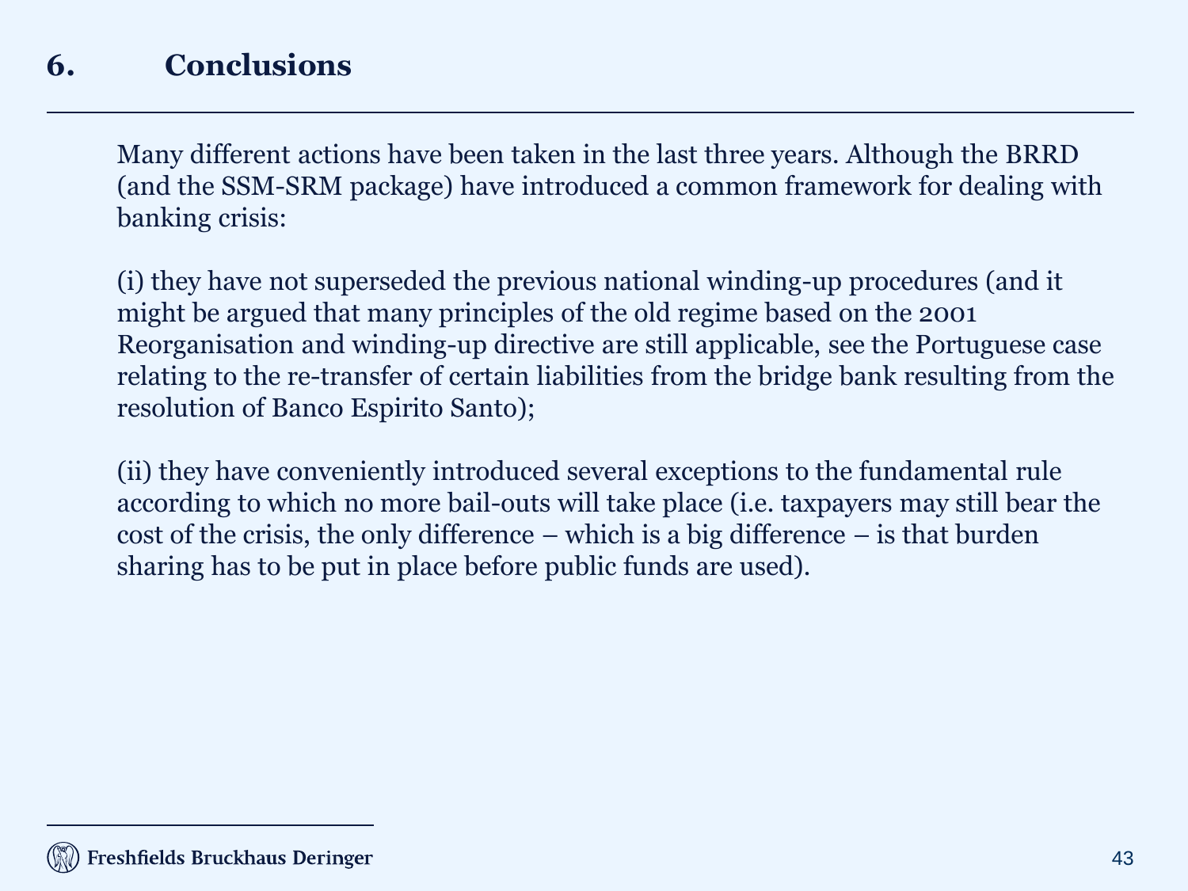# 6. Conclusions

Many different actions have been taken in the last three years. Although the BRRD (and the SSM-SRM package) have introduced a common framework for dealing with banking crisis:

(i) they have not superseded the previous national winding-up procedures (and it might be argued that many principles of the old regime based on the 2001 Reorganisation and winding-up directive are still applicable, see the Portuguese case relating to the re-transfer of certain liabilities from the bridge bank resulting from the resolution of Banco Espirito Santo);

(ii) they have conveniently introduced several exceptions to the fundamental rule according to which no more bail-outs will take place (i.e. taxpayers may still bear the cost of the crisis, the only difference – which is a big difference – is that burden sharing has to be put in place before public funds are used).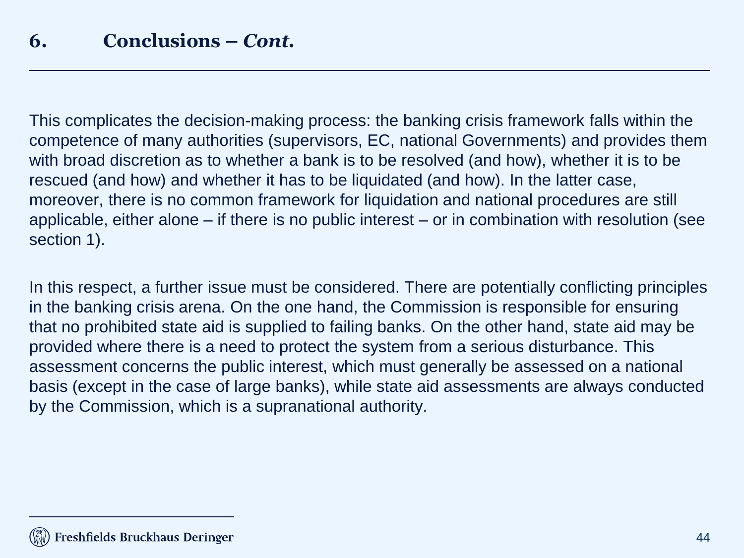# 6. Conclusions – *Cont.*

This complicates the decision-making process: the banking crisis framework falls within the competence of many authorities (supervisors, EC, national Governments) and provides them with broad discretion as to whether a bank is to be resolved (and how), whether it is to be rescued (and how) and whether it has to be liquidated (and how). In the latter case, moreover, there is no common framework for liquidation and national procedures are still applicable, either alone – if there is no public interest – or in combination with resolution (see section 1).

In this respect, a further issue must be considered. There are potentially conflicting principles in the banking crisis arena. On the one hand, the Commission is responsible for ensuring that no prohibited state aid is supplied to failing banks. On the other hand, state aid may be provided where there is a need to protect the system from a serious disturbance. This assessment concerns the public interest, which must generally be assessed on a national basis (except in the case of large banks), while state aid assessments are always conducted by the Commission, which is a supranational authority.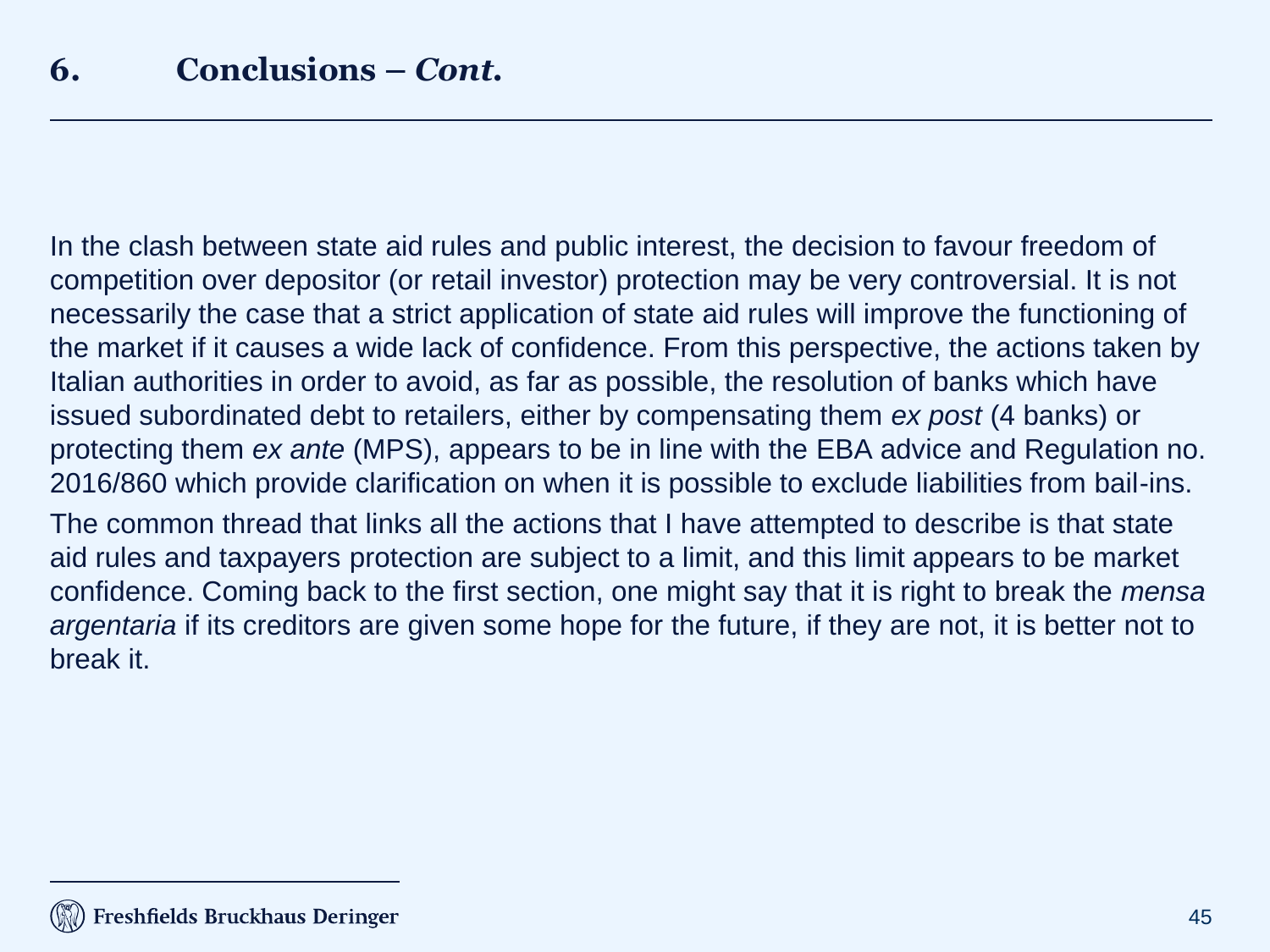# 6. Conclusions – *Cont.*

In the clash between state aid rules and public interest, the decision to favour freedom of competition over depositor (or retail investor) protection may be very controversial. It is not necessarily the case that a strict application of state aid rules will improve the functioning of the market if it causes a wide lack of confidence. From this perspective, the actions taken by Italian authorities in order to avoid, as far as possible, the resolution of banks which have issued subordinated debt to retailers, either by compensating them *ex post* (4 banks) or protecting them *ex ante* (MPS), appears to be in line with the EBA advice and Regulation no. 2016/860 which provide clarification on when it is possible to exclude liabilities from bail-ins.

The common thread that links all the actions that I have attempted to describe is that state aid rules and taxpayers protection are subject to a limit, and this limit appears to be market confidence. Coming back to the first section, one might say that it is right to break the *mensa argentaria* if its creditors are given some hope for the future, if they are not, it is better not to break it.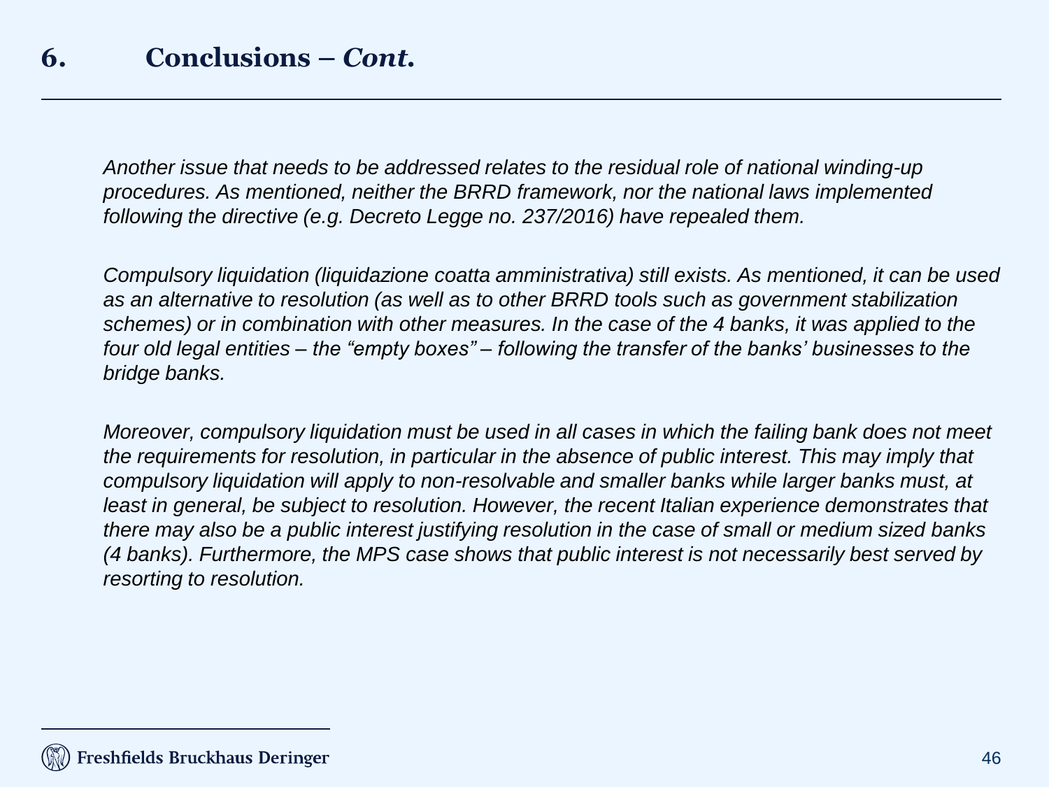# 6. Conclusions – *Cont.*

*Another issue that needs to be addressed relates to the residual role of national winding-up procedures. As mentioned, neither the BRRD framework, nor the national laws implemented following the directive (e.g. Decreto Legge no. 237/2016) have repealed them.*

*Compulsory liquidation (liquidazione coatta amministrativa) still exists. As mentioned, it can be used as an alternative to resolution (as well as to other BRRD tools such as government stabilization schemes) or in combination with other measures. In the case of the 4 banks, it was applied to the four old legal entities – the "empty boxes" – following the transfer of the banks' businesses to the bridge banks.*

*Moreover, compulsory liquidation must be used in all cases in which the failing bank does not meet the requirements for resolution, in particular in the absence of public interest. This may imply that compulsory liquidation will apply to non-resolvable and smaller banks while larger banks must, at least in general, be subject to resolution. However, the recent Italian experience demonstrates that there may also be a public interest justifying resolution in the case of small or medium sized banks (4 banks). Furthermore, the MPS case shows that public interest is not necessarily best served by resorting to resolution.*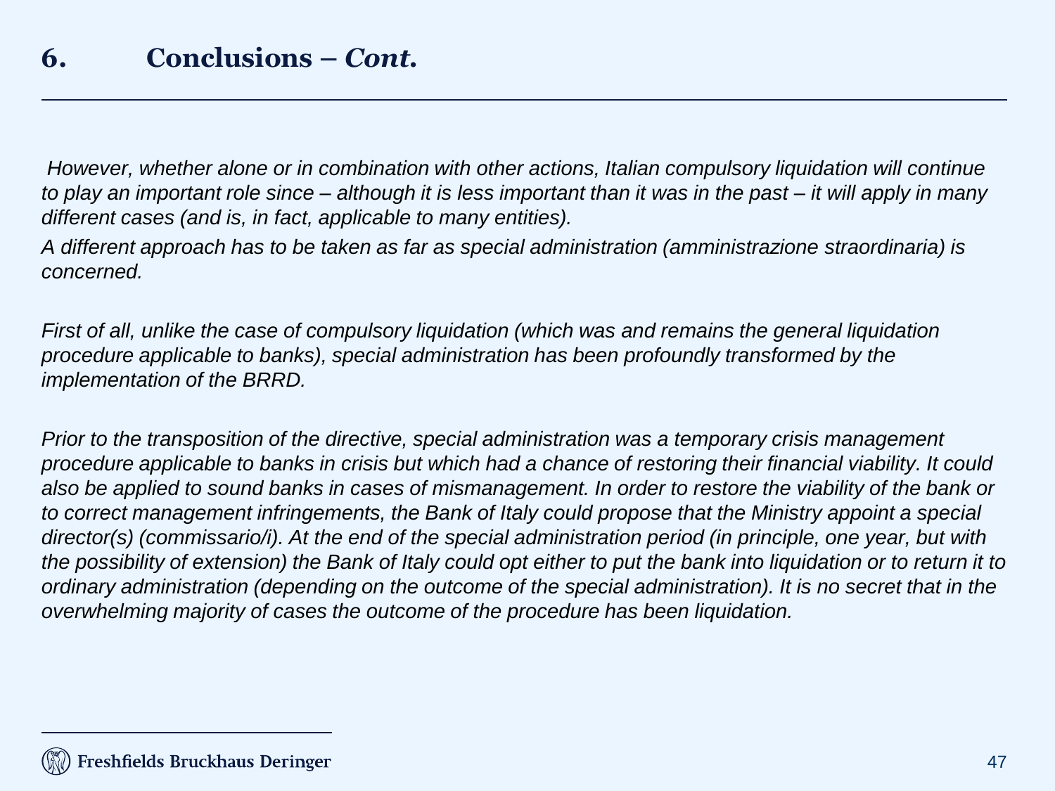## 6. Conclusions – *Cont.*

*However, whether alone or in combination with other actions, Italian compulsory liquidation will continue to play an important role since – although it is less important than it was in the past – it will apply in many different cases (and is, in fact, applicable to many entities).*

*A different approach has to be taken as far as special administration (amministrazione straordinaria) is concerned.*

*First of all, unlike the case of compulsory liquidation (which was and remains the general liquidation procedure applicable to banks), special administration has been profoundly transformed by the implementation of the BRRD.*

*Prior to the transposition of the directive, special administration was a temporary crisis management procedure applicable to banks in crisis but which had a chance of restoring their financial viability. It could also be applied to sound banks in cases of mismanagement. In order to restore the viability of the bank or to correct management infringements, the Bank of Italy could propose that the Ministry appoint a special director(s) (commissario/i). At the end of the special administration period (in principle, one year, but with the possibility of extension) the Bank of Italy could opt either to put the bank into liquidation or to return it to ordinary administration (depending on the outcome of the special administration). It is no secret that in the overwhelming majority of cases the outcome of the procedure has been liquidation.*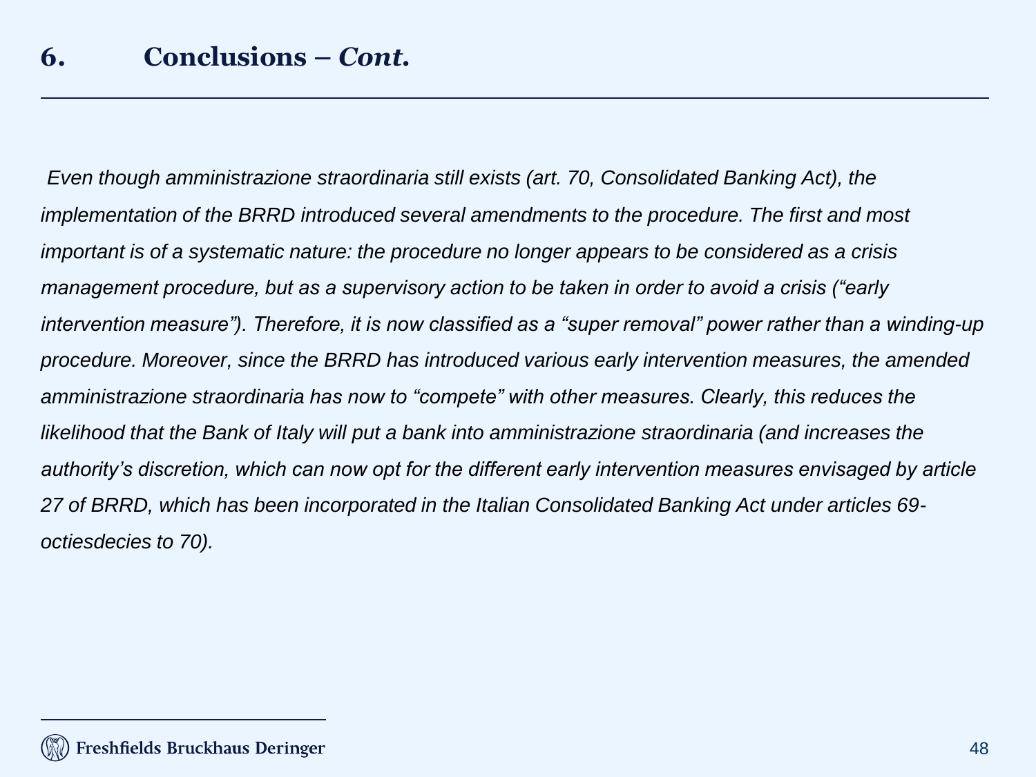## 6. Conclusions – *Cont.*

*Even though amministrazione straordinaria still exists (art. 70, Consolidated Banking Act), the implementation of the BRRD introduced several amendments to the procedure. The first and most important is of a systematic nature: the procedure no longer appears to be considered as a crisis management procedure, but as a supervisory action to be taken in order to avoid a crisis ("early intervention measure"). Therefore, it is now classified as a "super removal" power rather than a winding-up procedure. Moreover, since the BRRD has introduced various early intervention measures, the amended amministrazione straordinaria has now to "compete" with other measures. Clearly, this reduces the likelihood that the Bank of Italy will put a bank into amministrazione straordinaria (and increases the authority's discretion, which can now opt for the different early intervention measures envisaged by article 27 of BRRD, which has been incorporated in the Italian Consolidated Banking Act under articles 69-octiesdecies to 70).*